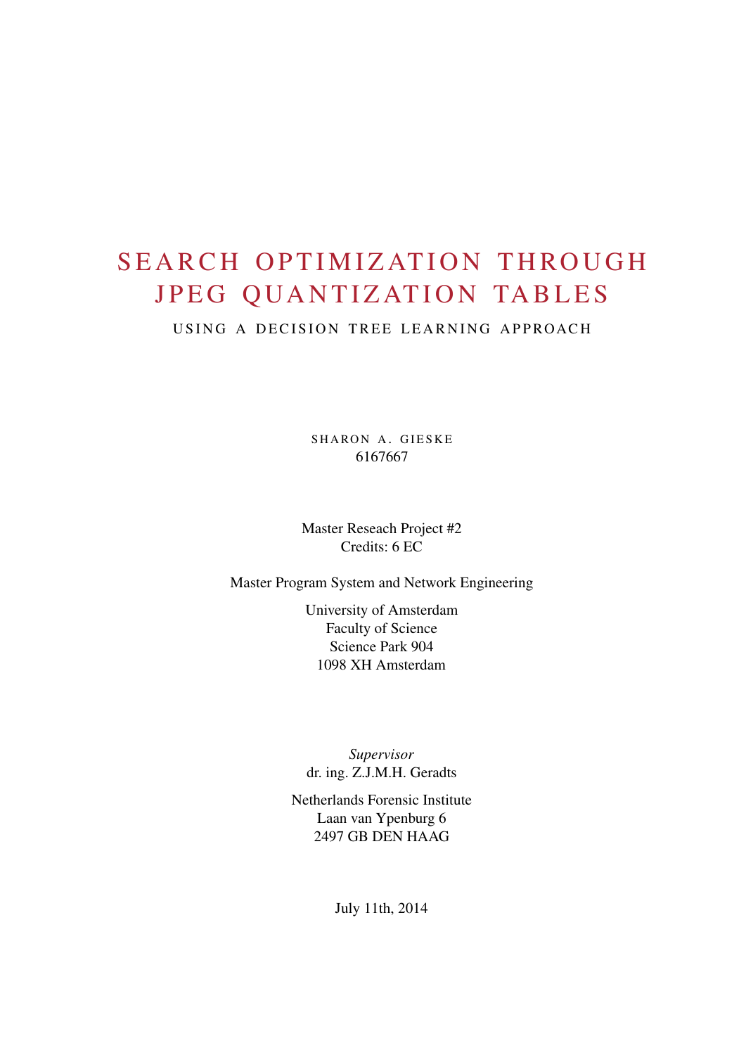# SEARCH OPTIMIZATION THROUGH JPEG QUANTIZATION TABLES

## USING A DECISION TREE LEARNING APPROACH

SHARON A. GIESKE
6167667

Master Reseach Project #2
Credits: 6 EC

Master Program System and Network Engineering

University of Amsterdam
Faculty of Science
Science Park 904
1098 XH Amsterdam

*Supervisor*
dr. ing. Z.J.M.H. Geradts

Netherlands Forensic Institute
Laan van Ypenburg 6
2497 GB DEN HAAG

July 11th, 2014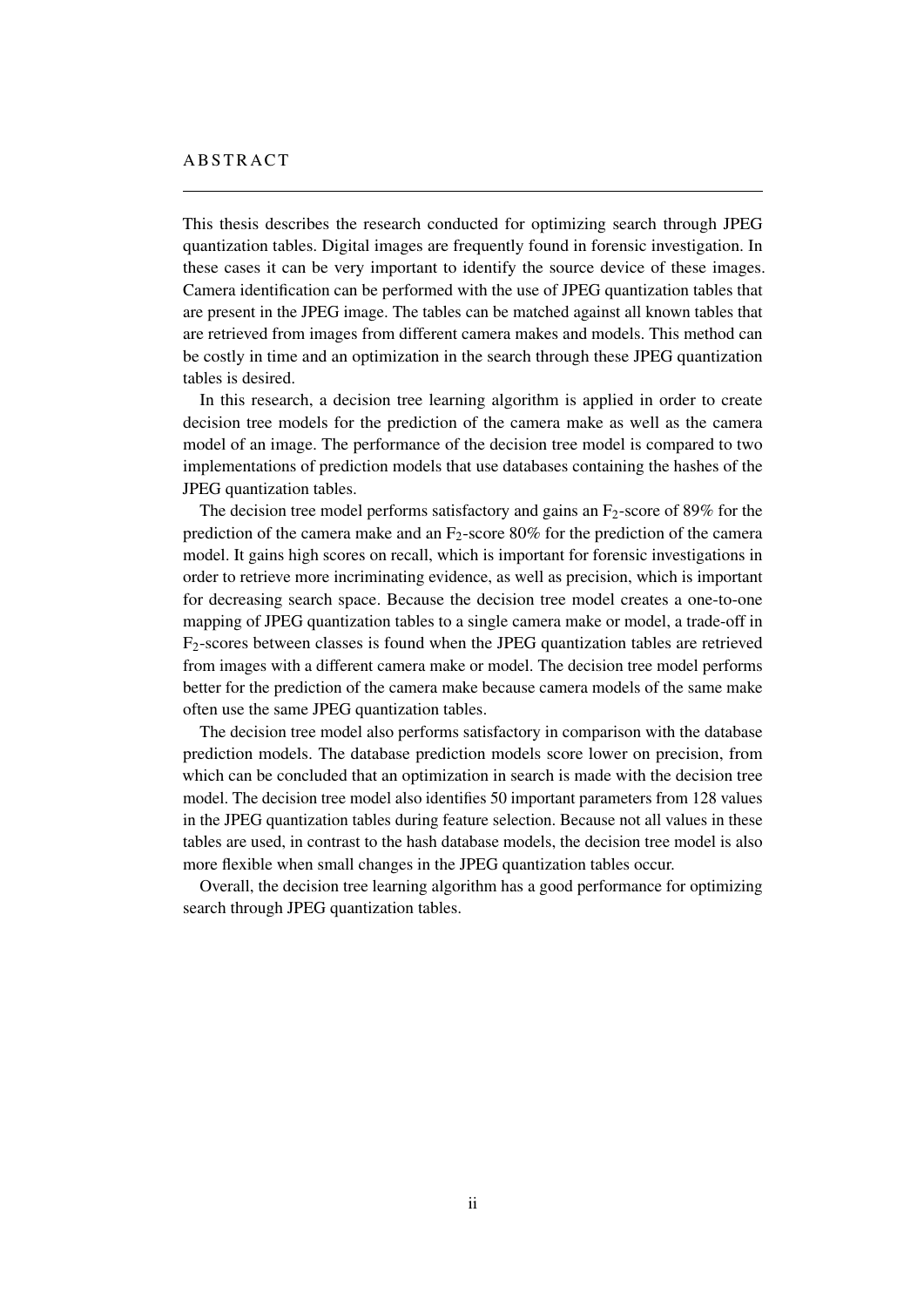# ABSTRACT

This thesis describes the research conducted for optimizing search through JPEG quantization tables. Digital images are frequently found in forensic investigation. In these cases it can be very important to identify the source device of these images. Camera identification can be performed with the use of JPEG quantization tables that are present in the JPEG image. The tables can be matched against all known tables that are retrieved from images from different camera makes and models. This method can be costly in time and an optimization in the search through these JPEG quantization tables is desired.

In this research, a decision tree learning algorithm is applied in order to create decision tree models for the prediction of the camera make as well as the camera model of an image. The performance of the decision tree model is compared to two implementations of prediction models that use databases containing the hashes of the JPEG quantization tables.

The decision tree model performs satisfactory and gains an $F_2$-score of 89% for the prediction of the camera make and an $F_2$-score 80% for the prediction of the camera model. It gains high scores on recall, which is important for forensic investigations in order to retrieve more incriminating evidence, as well as precision, which is important for decreasing search space. Because the decision tree model creates a one-to-one mapping of JPEG quantization tables to a single camera make or model, a trade-off in $F_2$-scores between classes is found when the JPEG quantization tables are retrieved from images with a different camera make or model. The decision tree model performs better for the prediction of the camera make because camera models of the same make often use the same JPEG quantization tables.

The decision tree model also performs satisfactory in comparison with the database prediction models. The database prediction models score lower on precision, from which can be concluded that an optimization in search is made with the decision tree model. The decision tree model also identifies 50 important parameters from 128 values in the JPEG quantization tables during feature selection. Because not all values in these tables are used, in contrast to the hash database models, the decision tree model is also more flexible when small changes in the JPEG quantization tables occur.

Overall, the decision tree learning algorithm has a good performance for optimizing search through JPEG quantization tables.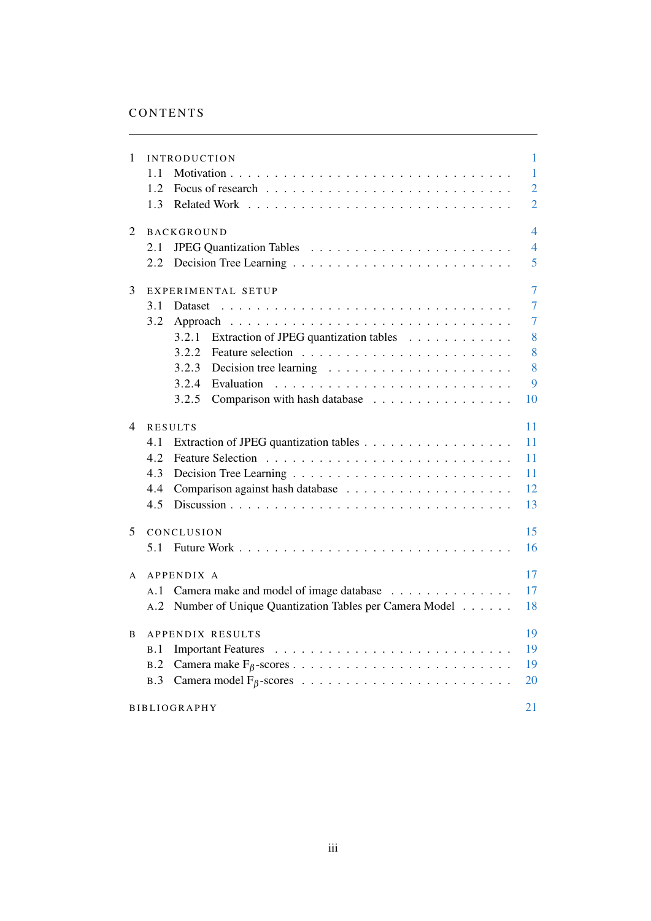# CONTENTS

1 INTRODUCTION 1
  - 1.1 Motivation 1
  - 1.2 Focus of research 2
  - 1.3 Related Work 2

2 BACKGROUND 4
  - 2.1 JPEG Quantization Tables 4
  - 2.2 Decision Tree Learning 5

3 EXPERIMENTAL SETUP 7
  - 3.1 Dataset 7
  - 3.2 Approach 7
    - 3.2.1 Extraction of JPEG quantization tables 8
    - 3.2.2 Feature selection 8
    - 3.2.3 Decision tree learning 8
    - 3.2.4 Evaluation 9
    - 3.2.5 Comparison with hash database 10

4 RESULTS 11
  - 4.1 Extraction of JPEG quantization tables 11
  - 4.2 Feature Selection 11
  - 4.3 Decision Tree Learning 11
  - 4.4 Comparison against hash database 12
  - 4.5 Discussion 13

5 CONCLUSION 15
  - 5.1 Future Work 16

A APPENDIX A 17
  - A.1 Camera make and model of image database 17
  - A.2 Number of Unique Quantization Tables per Camera Model 18

B APPENDIX RESULTS 19
  - B.1 Important Features 19
  - B.2 Camera make $F_\beta$-scores 19
  - B.3 Camera model $F_\beta$-scores 20

BIBLIOGRAPHY 21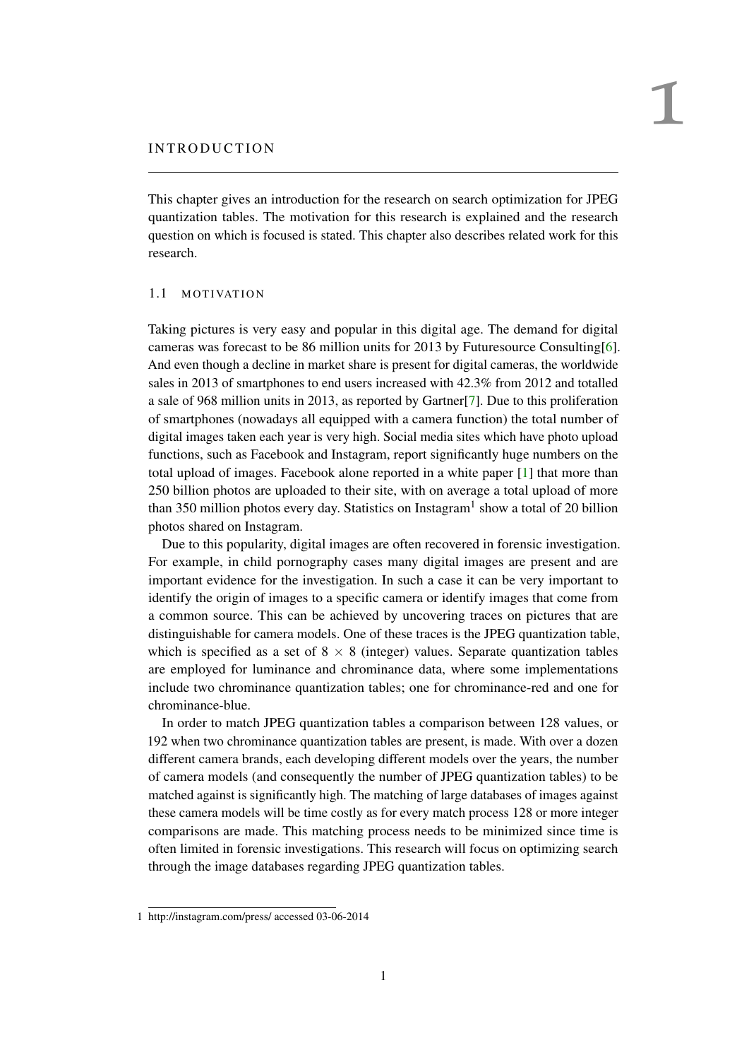# 1 INTRODUCTION

This chapter gives an introduction for the research on search optimization for JPEG quantization tables. The motivation for this research is explained and the research question on which is focused is stated. This chapter also describes related work for this research.

## 1.1 MOTIVATION

Taking pictures is very easy and popular in this digital age. The demand for digital cameras was forecast to be 86 million units for 2013 by Futuresource Consulting[6]. And even though a decline in market share is present for digital cameras, the worldwide sales in 2013 of smartphones to end users increased with 42.3% from 2012 and totalled a sale of 968 million units in 2013, as reported by Gartner[7]. Due to this proliferation of smartphones (nowadays all equipped with a camera function) the total number of digital images taken each year is very high. Social media sites which have photo upload functions, such as Facebook and Instagram, report significantly huge numbers on the total upload of images. Facebook alone reported in a white paper [1] that more than 250 billion photos are uploaded to their site, with on average a total upload of more than 350 million photos every day. Statistics on Instagram[1] show a total of 20 billion photos shared on Instagram.

Due to this popularity, digital images are often recovered in forensic investigation. For example, in child pornography cases many digital images are present and are important evidence for the investigation. In such a case it can be very important to identify the origin of images to a specific camera or identify images that come from a common source. This can be achieved by uncovering traces on pictures that are distinguishable for camera models. One of these traces is the JPEG quantization table, which is specified as a set of $8 \times 8$ (integer) values. Separate quantization tables are employed for luminance and chrominance data, where some implementations include two chrominance quantization tables; one for chrominance-red and one for chrominance-blue.

In order to match JPEG quantization tables a comparison between 128 values, or 192 when two chrominance quantization tables are present, is made. With over a dozen different camera brands, each developing different models over the years, the number of camera models (and consequently the number of JPEG quantization tables) to be matched against is significantly high. The matching of large databases of images against these camera models will be time costly as for every match process 128 or more integer comparisons are made. This matching process needs to be minimized since time is often limited in forensic investigations. This research will focus on optimizing search through the image databases regarding JPEG quantization tables.

---

1 http://instagram.com/press/ accessed 03-06-2014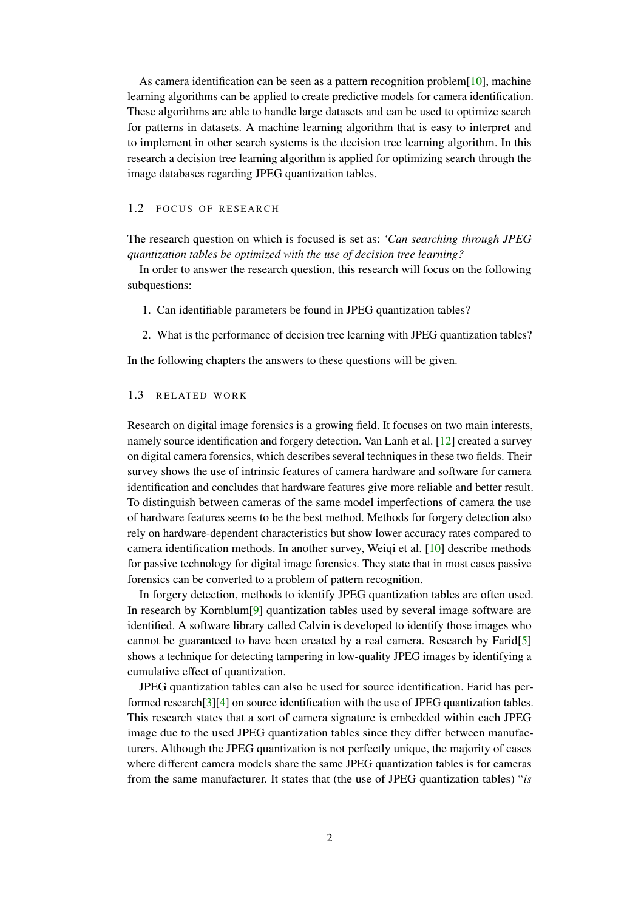As camera identification can be seen as a pattern recognition problem[10], machine learning algorithms can be applied to create predictive models for camera identification. These algorithms are able to handle large datasets and can be used to optimize search for patterns in datasets. A machine learning algorithm that is easy to interpret and to implement in other search systems is the decision tree learning algorithm. In this research a decision tree learning algorithm is applied for optimizing search through the image databases regarding JPEG quantization tables.

### 1.2 FOCUS OF RESEARCH

The research question on which is focused is set as: *'Can searching through JPEG quantization tables be optimized with the use of decision tree learning?*

In order to answer the research question, this research will focus on the following subquestions:

1. Can identifiable parameters be found in JPEG quantization tables?
2. What is the performance of decision tree learning with JPEG quantization tables?

In the following chapters the answers to these questions will be given.

### 1.3 RELATED WORK

Research on digital image forensics is a growing field. It focuses on two main interests, namely source identification and forgery detection. Van Lanh et al. [12] created a survey on digital camera forensics, which describes several techniques in these two fields. Their survey shows the use of intrinsic features of camera hardware and software for camera identification and concludes that hardware features give more reliable and better result. To distinguish between cameras of the same model imperfections of camera the use of hardware features seems to be the best method. Methods for forgery detection also rely on hardware-dependent characteristics but show lower accuracy rates compared to camera identification methods. In another survey, Weiqi et al. [10] describe methods for passive technology for digital image forensics. They state that in most cases passive forensics can be converted to a problem of pattern recognition.

In forgery detection, methods to identify JPEG quantization tables are often used. In research by Kornblum[9] quantization tables used by several image software are identified. A software library called Calvin is developed to identify those images who cannot be guaranteed to have been created by a real camera. Research by Farid[5] shows a technique for detecting tampering in low-quality JPEG images by identifying a cumulative effect of quantization.

JPEG quantization tables can also be used for source identification. Farid has performed research[3][4] on source identification with the use of JPEG quantization tables. This research states that a sort of camera signature is embedded within each JPEG image due to the used JPEG quantization tables since they differ between manufacturers. Although the JPEG quantization is not perfectly unique, the majority of cases where different camera models share the same JPEG quantization tables is for cameras from the same manufacturer. It states that (the use of JPEG quantization tables) "*is*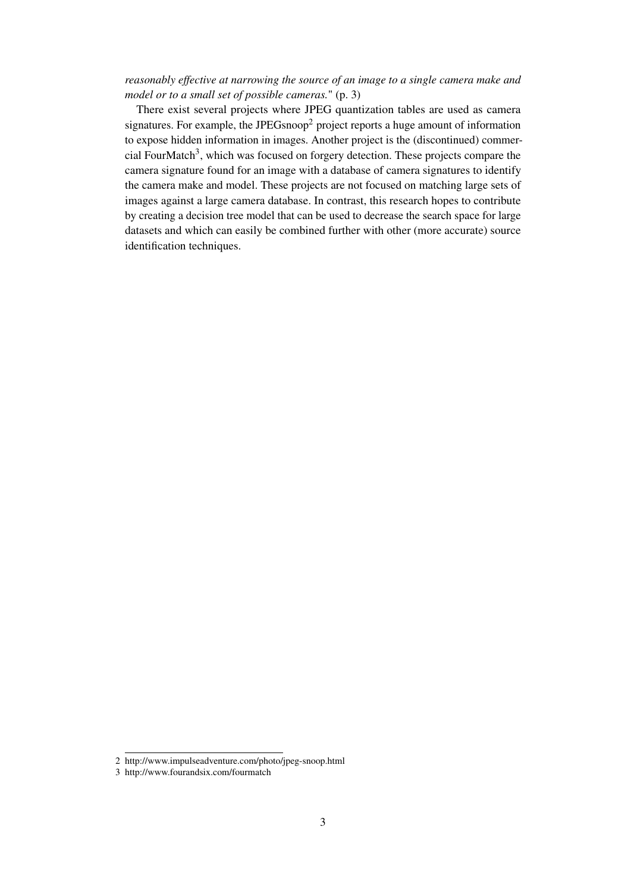*reasonably effective at narrowing the source of an image to a single camera make and model or to a small set of possible cameras.*" (p. 3)

There exist several projects where JPEG quantization tables are used as camera signatures. For example, the JPEGsnoop[2] project reports a huge amount of information to expose hidden information in images. Another project is the (discontinued) commercial FourMatch[3], which was focused on forgery detection. These projects compare the camera signature found for an image with a database of camera signatures to identify the camera make and model. These projects are not focused on matching large sets of images against a large camera database. In contrast, this research hopes to contribute by creating a decision tree model that can be used to decrease the search space for large datasets and which can easily be combined further with other (more accurate) source identification techniques.

---

2 http://www.impulseadventure.com/photo/jpeg-snoop.html

3 http://www.fourandsix.com/fourmatch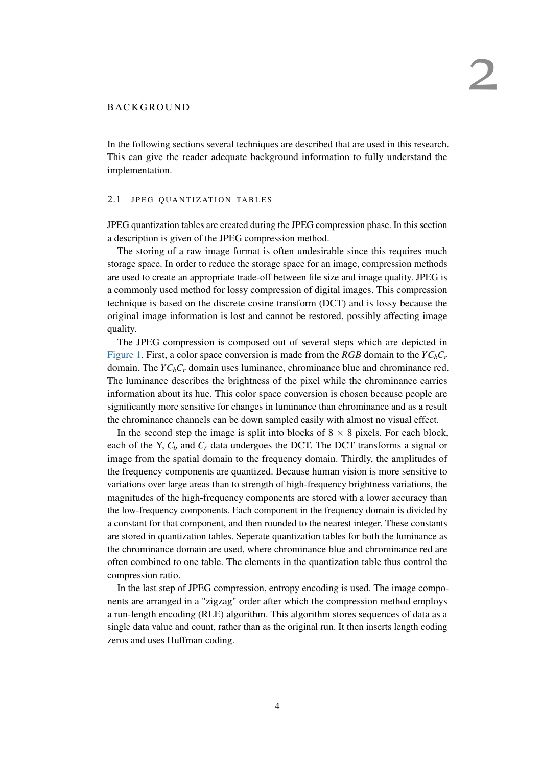# 2 BACKGROUND

In the following sections several techniques are described that are used in this research. This can give the reader adequate background information to fully understand the implementation.

## 2.1 JPEG QUANTIZATION TABLES

JPEG quantization tables are created during the JPEG compression phase. In this section a description is given of the JPEG compression method.

The storing of a raw image format is often undesirable since this requires much storage space. In order to reduce the storage space for an image, compression methods are used to create an appropriate trade-off between file size and image quality. JPEG is a commonly used method for lossy compression of digital images. This compression technique is based on the discrete cosine transform (DCT) and is lossy because the original image information is lost and cannot be restored, possibly affecting image quality.

The JPEG compression is composed out of several steps which are depicted in Figure 1. First, a color space conversion is made from the *RGB* domain to the $YC_bC_r$ domain. The $YC_bC_r$ domain uses luminance, chrominance blue and chrominance red. The luminance describes the brightness of the pixel while the chrominance carries information about its hue. This color space conversion is chosen because people are significantly more sensitive for changes in luminance than chrominance and as a result the chrominance channels can be down sampled easily with almost no visual effect.

In the second step the image is split into blocks of $8 \times 8$ pixels. For each block, each of the Y, $C_b$ and $C_r$ data undergoes the DCT. The DCT transforms a signal or image from the spatial domain to the frequency domain. Thirdly, the amplitudes of the frequency components are quantized. Because human vision is more sensitive to variations over large areas than to strength of high-frequency brightness variations, the magnitudes of the high-frequency components are stored with a lower accuracy than the low-frequency components. Each component in the frequency domain is divided by a constant for that component, and then rounded to the nearest integer. These constants are stored in quantization tables. Seperate quantization tables for both the luminance as the chrominance domain are used, where chrominance blue and chrominance red are often combined to one table. The elements in the quantization table thus control the compression ratio.

In the last step of JPEG compression, entropy encoding is used. The image components are arranged in a "zigzag" order after which the compression method employs a run-length encoding (RLE) algorithm. This algorithm stores sequences of data as a single data value and count, rather than as the original run. It then inserts length coding zeros and uses Huffman coding.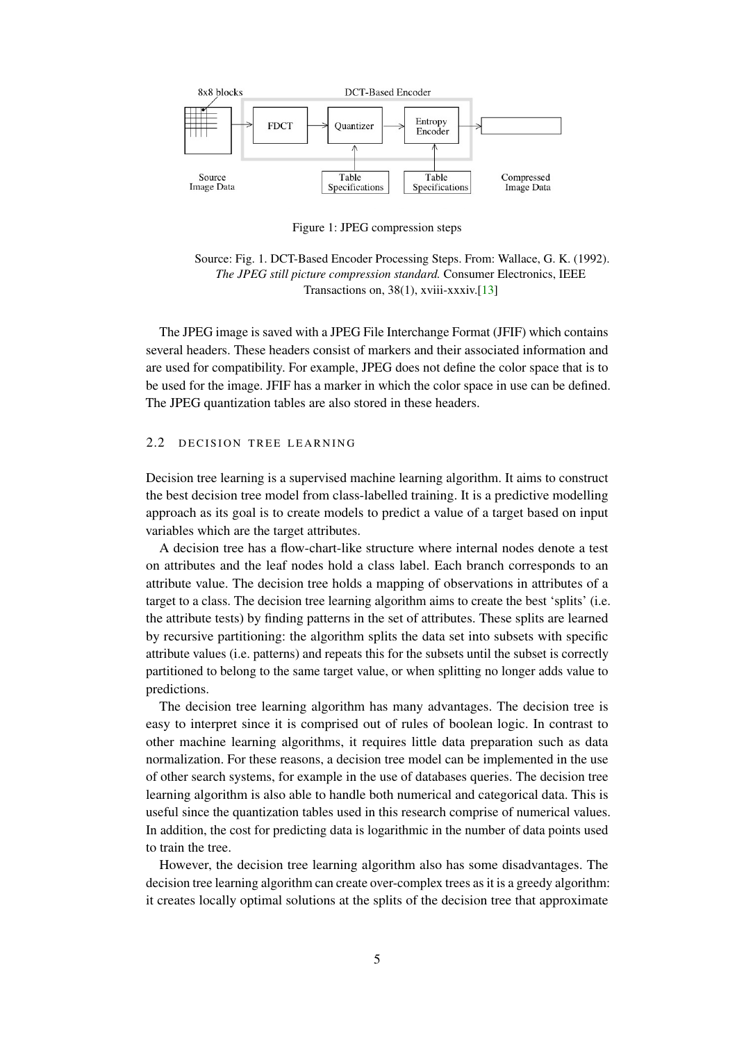Figure 1: JPEG compression steps

Source: Fig. 1. DCT-Based Encoder Processing Steps. From: Wallace, G. K. (1992). *The JPEG still picture compression standard.* Consumer Electronics, IEEE Transactions on, 38(1), xviii-xxxiv.[13]

The JPEG image is saved with a JPEG File Interchange Format (JFIF) which contains several headers. These headers consist of markers and their associated information and are used for compatibility. For example, JPEG does not define the color space that is to be used for the image. JFIF has a marker in which the color space in use can be defined. The JPEG quantization tables are also stored in these headers.

## 2.2 DECISION TREE LEARNING

Decision tree learning is a supervised machine learning algorithm. It aims to construct the best decision tree model from class-labelled training. It is a predictive modelling approach as its goal is to create models to predict a value of a target based on input variables which are the target attributes.

A decision tree has a flow-chart-like structure where internal nodes denote a test on attributes and the leaf nodes hold a class label. Each branch corresponds to an attribute value. The decision tree holds a mapping of observations in attributes of a target to a class. The decision tree learning algorithm aims to create the best 'splits' (i.e. the attribute tests) by finding patterns in the set of attributes. These splits are learned by recursive partitioning: the algorithm splits the data set into subsets with specific attribute values (i.e. patterns) and repeats this for the subsets until the subset is correctly partitioned to belong to the same target value, or when splitting no longer adds value to predictions.

The decision tree learning algorithm has many advantages. The decision tree is easy to interpret since it is comprised out of rules of boolean logic. In contrast to other machine learning algorithms, it requires little data preparation such as data normalization. For these reasons, a decision tree model can be implemented in the use of other search systems, for example in the use of databases queries. The decision tree learning algorithm is also able to handle both numerical and categorical data. This is useful since the quantization tables used in this research comprise of numerical values. In addition, the cost for predicting data is logarithmic in the number of data points used to train the tree.

However, the decision tree learning algorithm also has some disadvantages. The decision tree learning algorithm can create over-complex trees as it is a greedy algorithm: it creates locally optimal solutions at the splits of the decision tree that approximate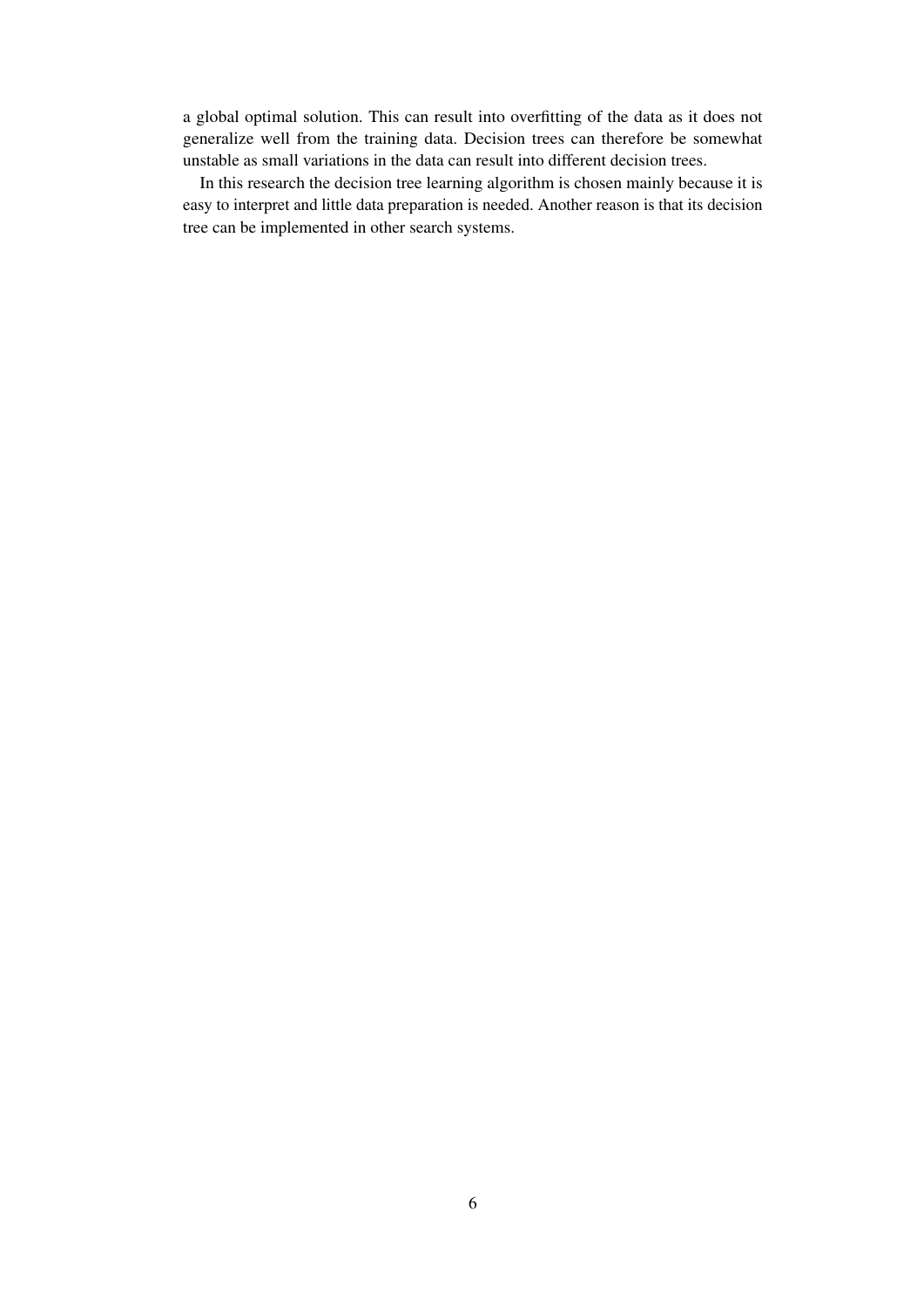a global optimal solution. This can result into overfitting of the data as it does not generalize well from the training data. Decision trees can therefore be somewhat unstable as small variations in the data can result into different decision trees.

In this research the decision tree learning algorithm is chosen mainly because it is easy to interpret and little data preparation is needed. Another reason is that its decision tree can be implemented in other search systems.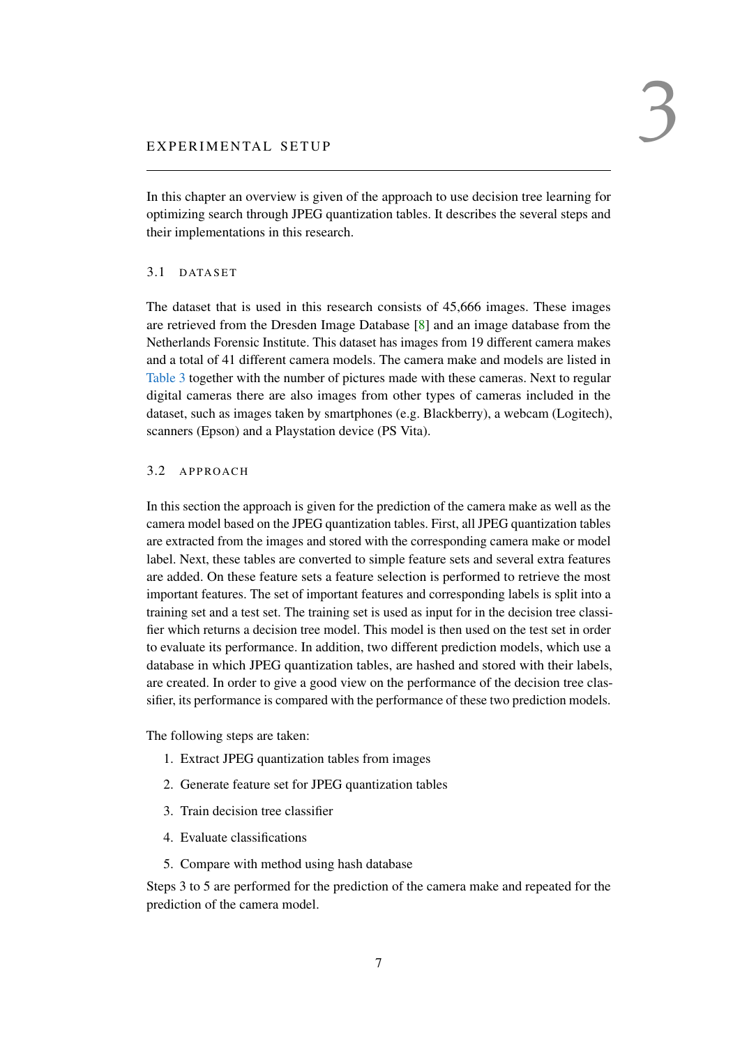# 3 EXPERIMENTAL SETUP

In this chapter an overview is given of the approach to use decision tree learning for optimizing search through JPEG quantization tables. It describes the several steps and their implementations in this research.

## 3.1 DATASET

The dataset that is used in this research consists of 45,666 images. These images are retrieved from the Dresden Image Database [8] and an image database from the Netherlands Forensic Institute. This dataset has images from 19 different camera makes and a total of 41 different camera models. The camera make and models are listed in Table 3 together with the number of pictures made with these cameras. Next to regular digital cameras there are also images from other types of cameras included in the dataset, such as images taken by smartphones (e.g. Blackberry), a webcam (Logitech), scanners (Epson) and a Playstation device (PS Vita).

## 3.2 APPROACH

In this section the approach is given for the prediction of the camera make as well as the camera model based on the JPEG quantization tables. First, all JPEG quantization tables are extracted from the images and stored with the corresponding camera make or model label. Next, these tables are converted to simple feature sets and several extra features are added. On these feature sets a feature selection is performed to retrieve the most important features. The set of important features and corresponding labels is split into a training set and a test set. The training set is used as input for in the decision tree classifier which returns a decision tree model. This model is then used on the test set in order to evaluate its performance. In addition, two different prediction models, which use a database in which JPEG quantization tables, are hashed and stored with their labels, are created. In order to give a good view on the performance of the decision tree classifier, its performance is compared with the performance of these two prediction models.

The following steps are taken:

1. Extract JPEG quantization tables from images
2. Generate feature set for JPEG quantization tables
3. Train decision tree classifier
4. Evaluate classifications
5. Compare with method using hash database

Steps 3 to 5 are performed for the prediction of the camera make and repeated for the prediction of the camera model.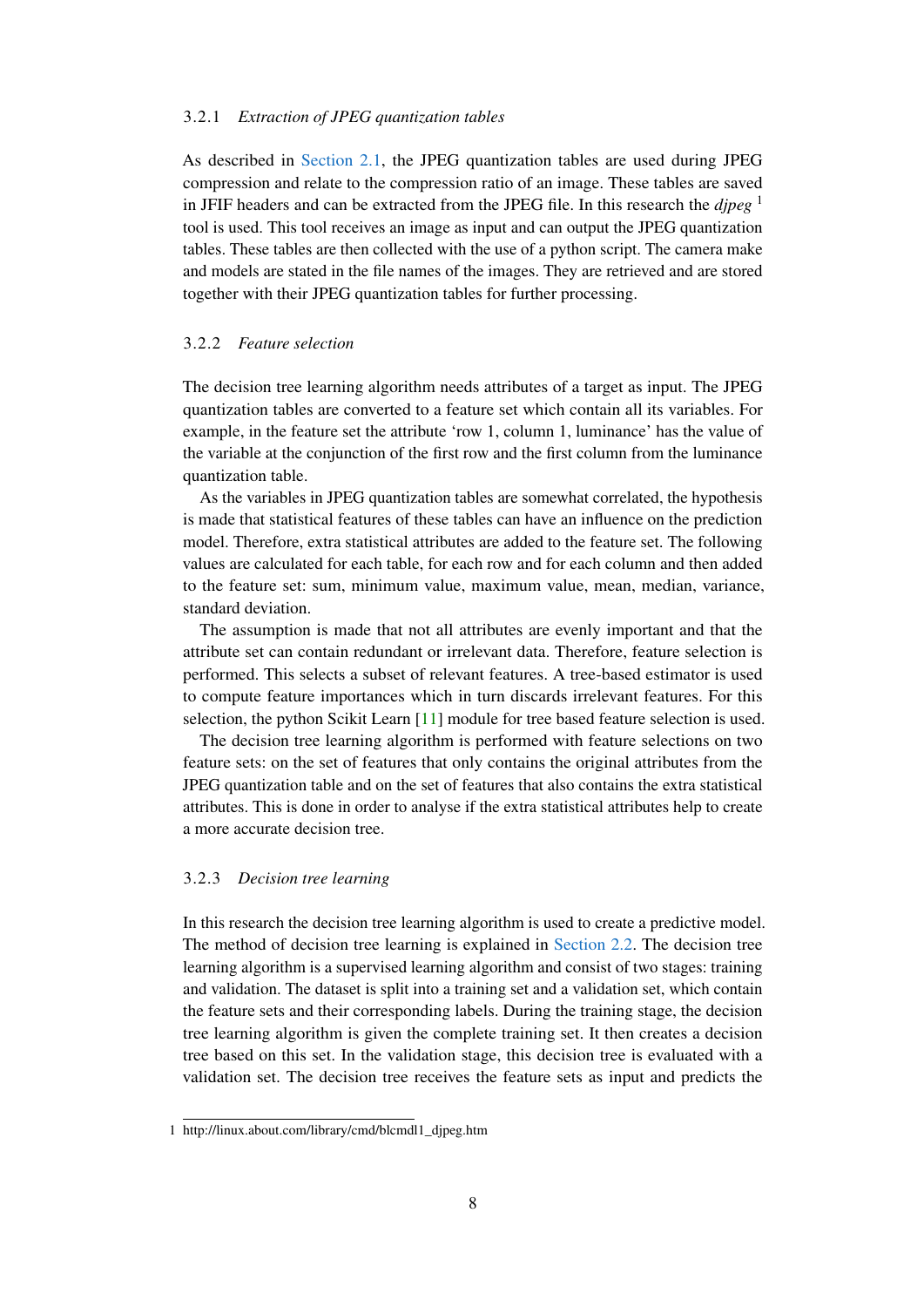### 3.2.1 *Extraction of JPEG quantization tables*

As described in Section 2.1, the JPEG quantization tables are used during JPEG compression and relate to the compression ratio of an image. These tables are saved in JFIF headers and can be extracted from the JPEG file. In this research the *djpeg* [1] tool is used. This tool receives an image as input and can output the JPEG quantization tables. These tables are then collected with the use of a python script. The camera make and models are stated in the file names of the images. They are retrieved and are stored together with their JPEG quantization tables for further processing.

### 3.2.2 *Feature selection*

The decision tree learning algorithm needs attributes of a target as input. The JPEG quantization tables are converted to a feature set which contain all its variables. For example, in the feature set the attribute 'row 1, column 1, luminance' has the value of the variable at the conjunction of the first row and the first column from the luminance quantization table.

As the variables in JPEG quantization tables are somewhat correlated, the hypothesis is made that statistical features of these tables can have an influence on the prediction model. Therefore, extra statistical attributes are added to the feature set. The following values are calculated for each table, for each row and for each column and then added to the feature set: sum, minimum value, maximum value, mean, median, variance, standard deviation.

The assumption is made that not all attributes are evenly important and that the attribute set can contain redundant or irrelevant data. Therefore, feature selection is performed. This selects a subset of relevant features. A tree-based estimator is used to compute feature importances which in turn discards irrelevant features. For this selection, the python Scikit Learn [11] module for tree based feature selection is used.

The decision tree learning algorithm is performed with feature selections on two feature sets: on the set of features that only contains the original attributes from the JPEG quantization table and on the set of features that also contains the extra statistical attributes. This is done in order to analyse if the extra statistical attributes help to create a more accurate decision tree.

### 3.2.3 *Decision tree learning*

In this research the decision tree learning algorithm is used to create a predictive model. The method of decision tree learning is explained in Section 2.2. The decision tree learning algorithm is a supervised learning algorithm and consist of two stages: training and validation. The dataset is split into a training set and a validation set, which contain the feature sets and their corresponding labels. During the training stage, the decision tree learning algorithm is given the complete training set. It then creates a decision tree based on this set. In the validation stage, this decision tree is evaluated with a validation set. The decision tree receives the feature sets as input and predicts the

1 http://linux.about.com/library/cmd/blcmdl1_djpeg.htm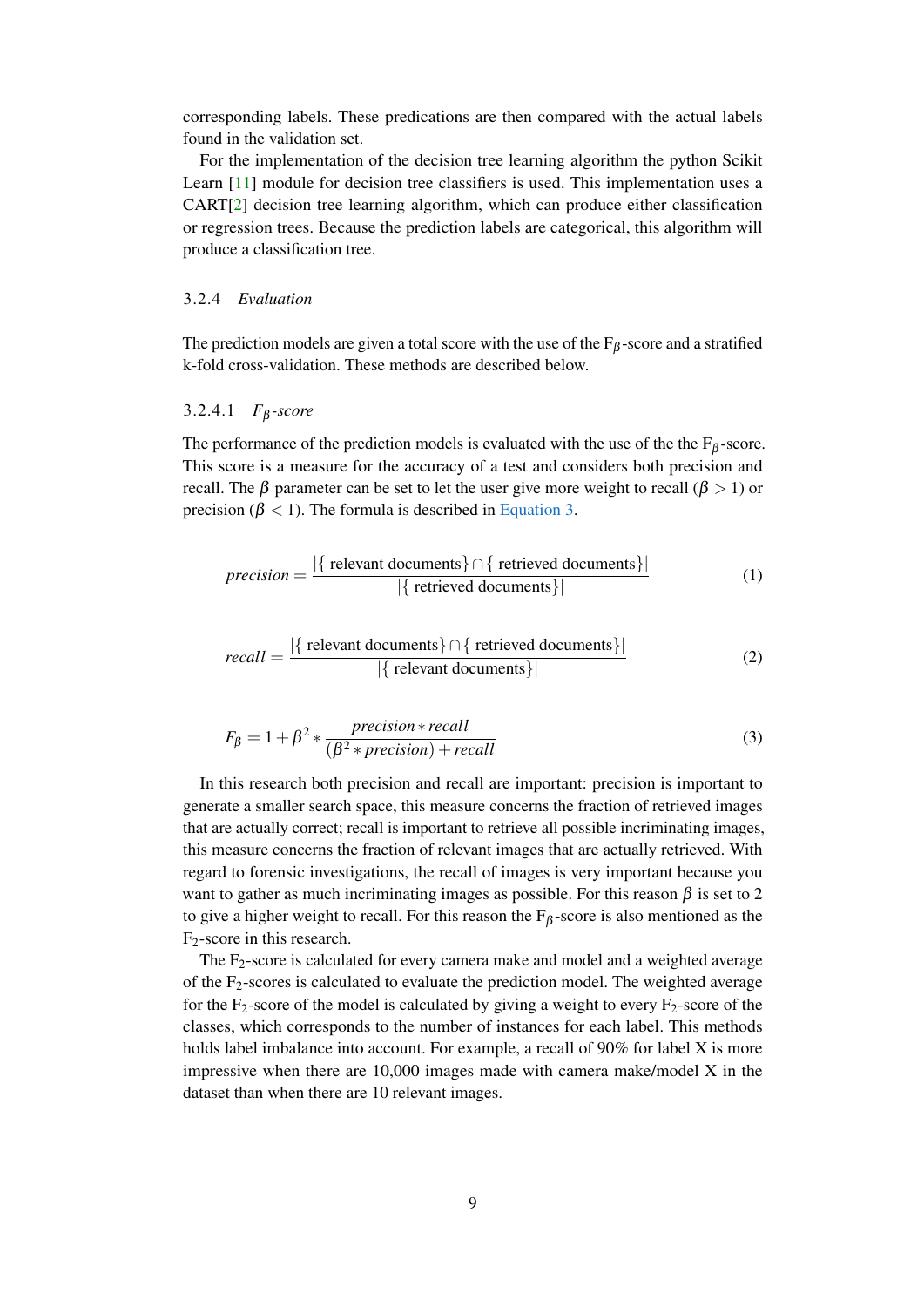corresponding labels. These predications are then compared with the actual labels found in the validation set.

For the implementation of the decision tree learning algorithm the python Scikit Learn [11] module for decision tree classifiers is used. This implementation uses a CART[2] decision tree learning algorithm, which can produce either classification or regression trees. Because the prediction labels are categorical, this algorithm will produce a classification tree.

#### 3.2.4 *Evaluation*

The prediction models are given a total score with the use of the $F_\beta$-score and a stratified k-fold cross-validation. These methods are described below.

##### 3.2.4.1 $F_\beta$*-score*

The performance of the prediction models is evaluated with the use of the the $F_\beta$-score. This score is a measure for the accuracy of a test and considers both precision and recall. The $\beta$ parameter can be set to let the user give more weight to recall ($\beta > 1$) or precision ($\beta < 1$). The formula is described in Equation 3.

$$precision = \frac{|\{\text{ relevant documents}\} \cap \{\text{ retrieved documents}\}|}{|\{\text{ retrieved documents}\}|} \tag{1}$$

$$recall = \frac{|\{\text{ relevant documents}\} \cap \{\text{ retrieved documents}\}|}{|\{\text{ relevant documents}\}|} \tag{2}$$

$$F_\beta = 1 + \beta^2 * \frac{precision * recall}{(\beta^2 * precision) + recall} \tag{3}$$

In this research both precision and recall are important: precision is important to generate a smaller search space, this measure concerns the fraction of retrieved images that are actually correct; recall is important to retrieve all possible incriminating images, this measure concerns the fraction of relevant images that are actually retrieved. With regard to forensic investigations, the recall of images is very important because you want to gather as much incriminating images as possible. For this reason $\beta$ is set to 2 to give a higher weight to recall. For this reason the $F_\beta$-score is also mentioned as the $F_2$-score in this research.

The $F_2$-score is calculated for every camera make and model and a weighted average of the $F_2$-scores is calculated to evaluate the prediction model. The weighted average for the $F_2$-score of the model is calculated by giving a weight to every $F_2$-score of the classes, which corresponds to the number of instances for each label. This methods holds label imbalance into account. For example, a recall of 90% for label X is more impressive when there are 10,000 images made with camera make/model X in the dataset than when there are 10 relevant images.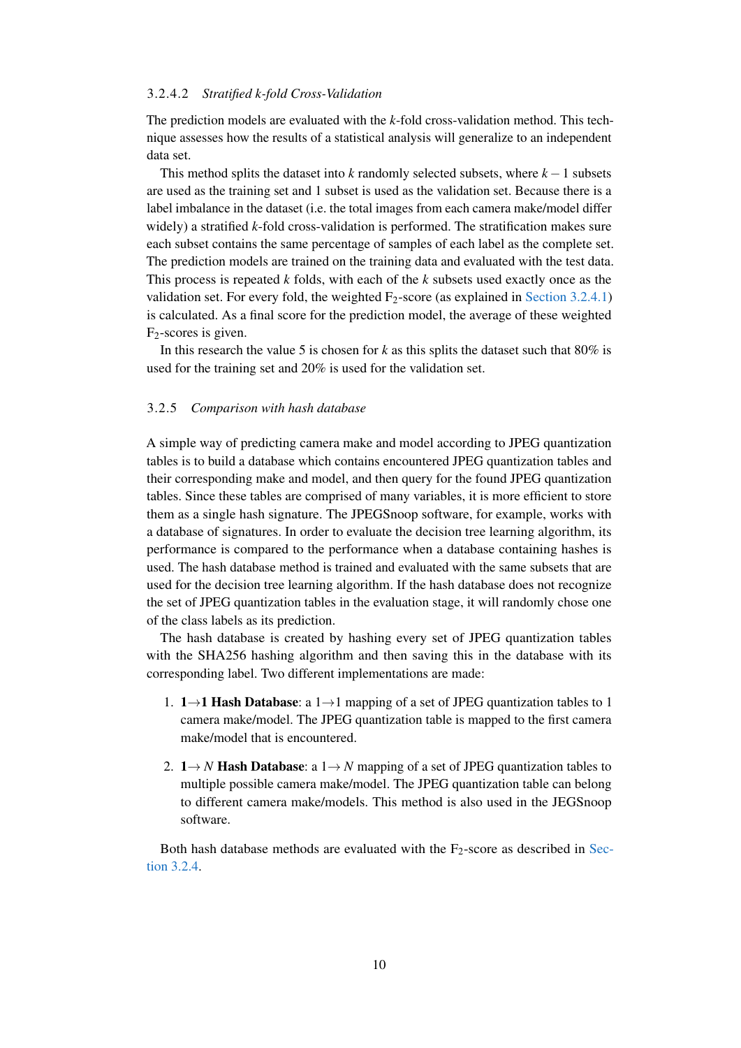#### 3.2.4.2 *Stratified k-fold Cross-Validation*

The prediction models are evaluated with the $k$-fold cross-validation method. This technique assesses how the results of a statistical analysis will generalize to an independent data set.

This method splits the dataset into $k$ randomly selected subsets, where $k-1$ subsets are used as the training set and 1 subset is used as the validation set. Because there is a label imbalance in the dataset (i.e. the total images from each camera make/model differ widely) a stratified $k$-fold cross-validation is performed. The stratification makes sure each subset contains the same percentage of samples of each label as the complete set. The prediction models are trained on the training data and evaluated with the test data. This process is repeated $k$ folds, with each of the $k$ subsets used exactly once as the validation set. For every fold, the weighted $F_2$-score (as explained in Section 3.2.4.1) is calculated. As a final score for the prediction model, the average of these weighted $F_2$-scores is given.

In this research the value 5 is chosen for $k$ as this splits the dataset such that 80% is used for the training set and 20% is used for the validation set.

### 3.2.5 *Comparison with hash database*

A simple way of predicting camera make and model according to JPEG quantization tables is to build a database which contains encountered JPEG quantization tables and their corresponding make and model, and then query for the found JPEG quantization tables. Since these tables are comprised of many variables, it is more efficient to store them as a single hash signature. The JPEGSnoop software, for example, works with a database of signatures. In order to evaluate the decision tree learning algorithm, its performance is compared to the performance when a database containing hashes is used. The hash database method is trained and evaluated with the same subsets that are used for the decision tree learning algorithm. If the hash database does not recognize the set of JPEG quantization tables in the evaluation stage, it will randomly chose one of the class labels as its prediction.

The hash database is created by hashing every set of JPEG quantization tables with the SHA256 hashing algorithm and then saving this in the database with its corresponding label. Two different implementations are made:

1. **1→1 Hash Database**: a 1→1 mapping of a set of JPEG quantization tables to 1 camera make/model. The JPEG quantization table is mapped to the first camera make/model that is encountered.
2. **1→ $N$ Hash Database**: a 1→ $N$ mapping of a set of JPEG quantization tables to multiple possible camera make/model. The JPEG quantization table can belong to different camera make/models. This method is also used in the JEGSnoop software.

Both hash database methods are evaluated with the $F_2$-score as described in Section 3.2.4.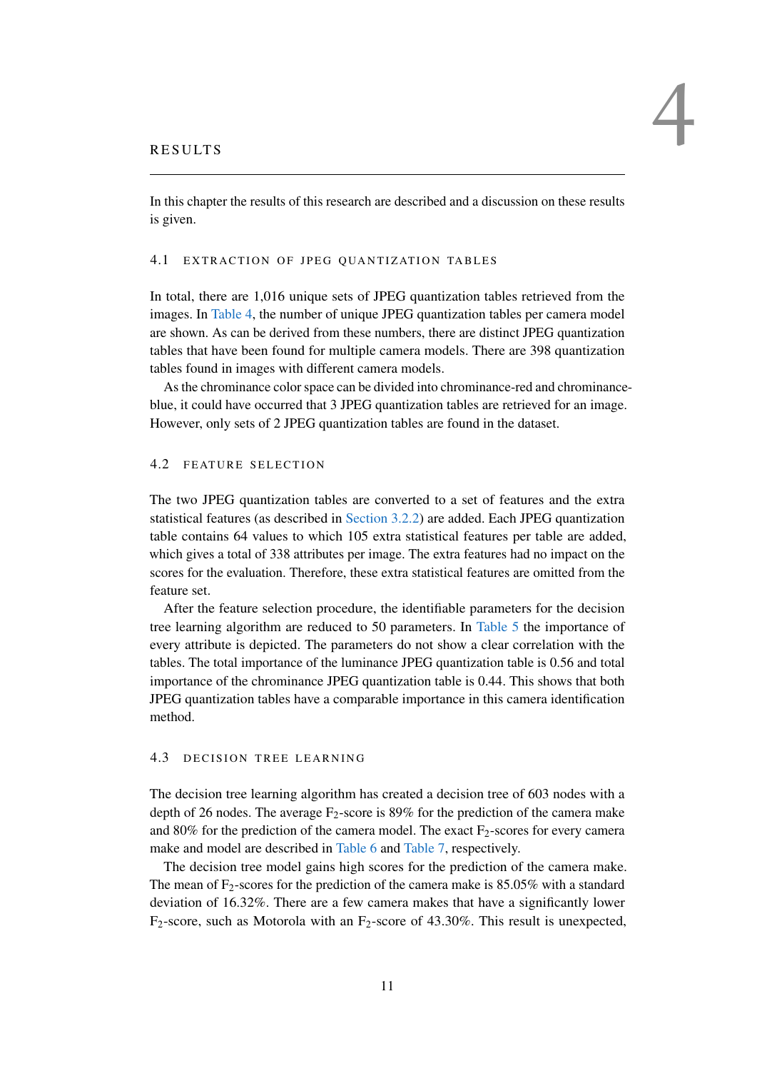# 4 RESULTS

In this chapter the results of this research are described and a discussion on these results is given.

## 4.1 EXTRACTION OF JPEG QUANTIZATION TABLES

In total, there are 1,016 unique sets of JPEG quantization tables retrieved from the images. In Table 4, the number of unique JPEG quantization tables per camera model are shown. As can be derived from these numbers, there are distinct JPEG quantization tables that have been found for multiple camera models. There are 398 quantization tables found in images with different camera models.

As the chrominance color space can be divided into chrominance-red and chrominance-blue, it could have occurred that 3 JPEG quantization tables are retrieved for an image. However, only sets of 2 JPEG quantization tables are found in the dataset.

## 4.2 FEATURE SELECTION

The two JPEG quantization tables are converted to a set of features and the extra statistical features (as described in Section 3.2.2) are added. Each JPEG quantization table contains 64 values to which 105 extra statistical features per table are added, which gives a total of 338 attributes per image. The extra features had no impact on the scores for the evaluation. Therefore, these extra statistical features are omitted from the feature set.

After the feature selection procedure, the identifiable parameters for the decision tree learning algorithm are reduced to 50 parameters. In Table 5 the importance of every attribute is depicted. The parameters do not show a clear correlation with the tables. The total importance of the luminance JPEG quantization table is 0.56 and total importance of the chrominance JPEG quantization table is 0.44. This shows that both JPEG quantization tables have a comparable importance in this camera identification method.

## 4.3 DECISION TREE LEARNING

The decision tree learning algorithm has created a decision tree of 603 nodes with a depth of 26 nodes. The average $F_2$-score is 89% for the prediction of the camera make and 80% for the prediction of the camera model. The exact $F_2$-scores for every camera make and model are described in Table 6 and Table 7, respectively.

The decision tree model gains high scores for the prediction of the camera make. The mean of $F_2$-scores for the prediction of the camera make is 85.05% with a standard deviation of 16.32%. There are a few camera makes that have a significantly lower $F_2$-score, such as Motorola with an $F_2$-score of 43.30%. This result is unexpected,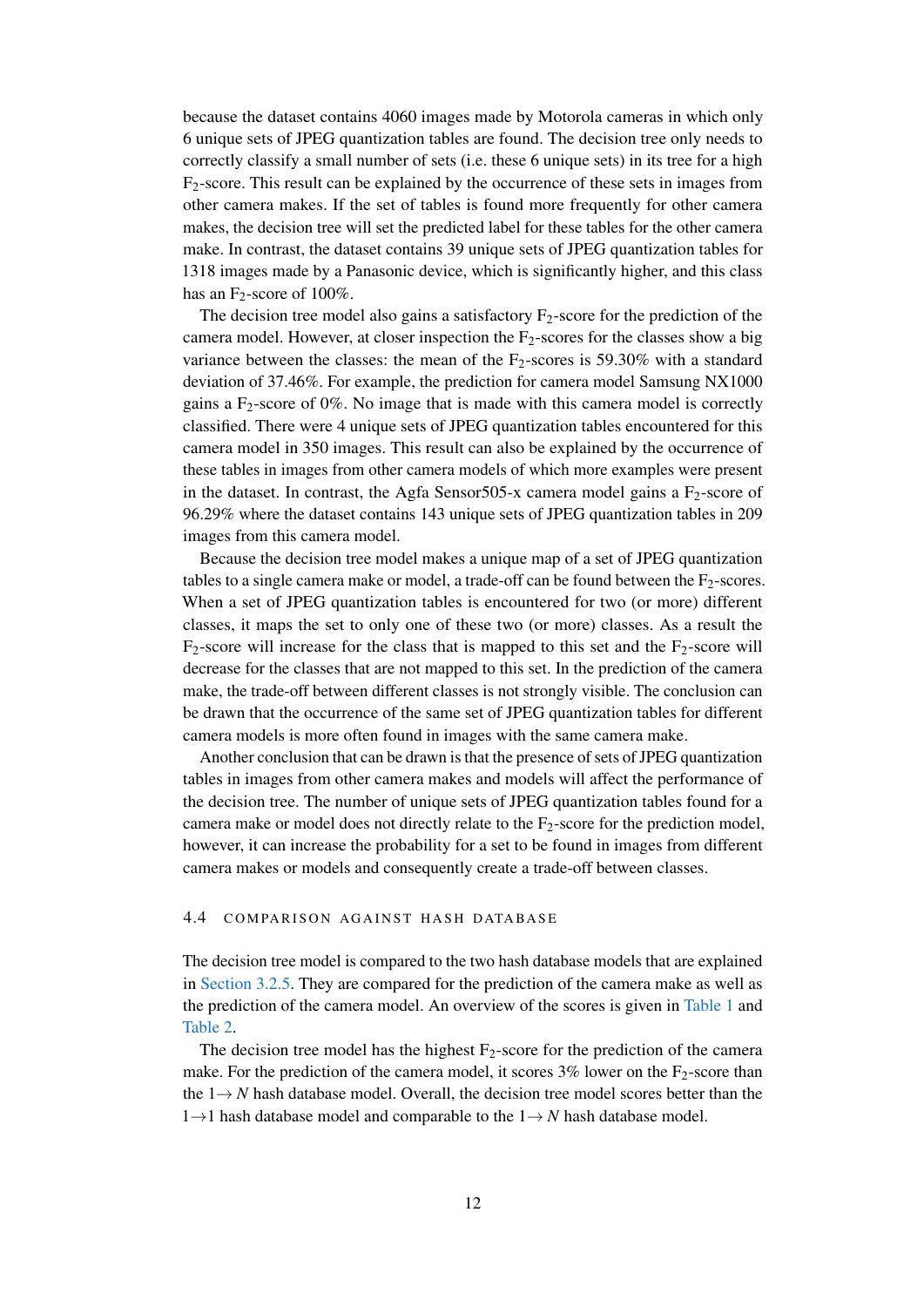because the dataset contains 4060 images made by Motorola cameras in which only 6 unique sets of JPEG quantization tables are found. The decision tree only needs to correctly classify a small number of sets (i.e. these 6 unique sets) in its tree for a high $F_2$-score. This result can be explained by the occurrence of these sets in images from other camera makes. If the set of tables is found more frequently for other camera makes, the decision tree will set the predicted label for these tables for the other camera make. In contrast, the dataset contains 39 unique sets of JPEG quantization tables for 1318 images made by a Panasonic device, which is significantly higher, and this class has an $F_2$-score of 100%.

The decision tree model also gains a satisfactory $F_2$-score for the prediction of the camera model. However, at closer inspection the $F_2$-scores for the classes show a big variance between the classes: the mean of the $F_2$-scores is 59.30% with a standard deviation of 37.46%. For example, the prediction for camera model Samsung NX1000 gains a $F_2$-score of 0%. No image that is made with this camera model is correctly classified. There were 4 unique sets of JPEG quantization tables encountered for this camera model in 350 images. This result can also be explained by the occurrence of these tables in images from other camera models of which more examples were present in the dataset. In contrast, the Agfa Sensor505-x camera model gains a $F_2$-score of 96.29% where the dataset contains 143 unique sets of JPEG quantization tables in 209 images from this camera model.

Because the decision tree model makes a unique map of a set of JPEG quantization tables to a single camera make or model, a trade-off can be found between the $F_2$-scores. When a set of JPEG quantization tables is encountered for two (or more) different classes, it maps the set to only one of these two (or more) classes. As a result the $F_2$-score will increase for the class that is mapped to this set and the $F_2$-score will decrease for the classes that are not mapped to this set. In the prediction of the camera make, the trade-off between different classes is not strongly visible. The conclusion can be drawn that the occurrence of the same set of JPEG quantization tables for different camera models is more often found in images with the same camera make.

Another conclusion that can be drawn is that the presence of sets of JPEG quantization tables in images from other camera makes and models will affect the performance of the decision tree. The number of unique sets of JPEG quantization tables found for a camera make or model does not directly relate to the $F_2$-score for the prediction model, however, it can increase the probability for a set to be found in images from different camera makes or models and consequently create a trade-off between classes.

### 4.4 Comparison against hash database

The decision tree model is compared to the two hash database models that are explained in Section 3.2.5. They are compared for the prediction of the camera make as well as the prediction of the camera model. An overview of the scores is given in Table 1 and Table 2.

The decision tree model has the highest $F_2$-score for the prediction of the camera make. For the prediction of the camera model, it scores 3% lower on the $F_2$-score than the $1 \rightarrow N$ hash database model. Overall, the decision tree model scores better than the $1 \rightarrow 1$ hash database model and comparable to the $1 \rightarrow N$ hash database model.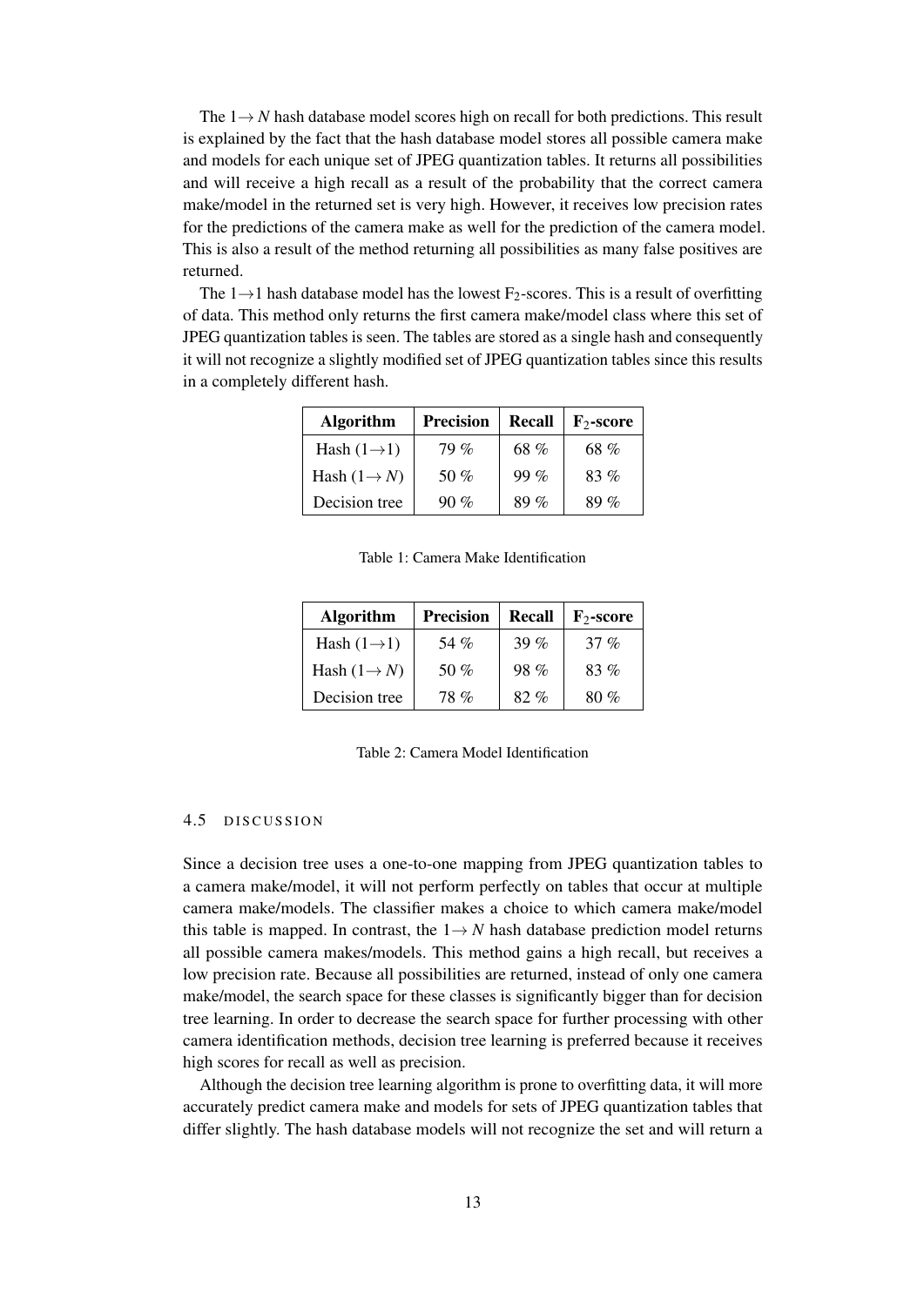The $1 \rightarrow N$ hash database model scores high on recall for both predictions. This result is explained by the fact that the hash database model stores all possible camera make and models for each unique set of JPEG quantization tables. It returns all possibilities and will receive a high recall as a result of the probability that the correct camera make/model in the returned set is very high. However, it receives low precision rates for the predictions of the camera make as well for the prediction of the camera model. This is also a result of the method returning all possibilities as many false positives are returned.

The $1 \rightarrow 1$ hash database model has the lowest $F_2$-scores. This is a result of overfitting of data. This method only returns the first camera make/model class where this set of JPEG quantization tables is seen. The tables are stored as a single hash and consequently it will not recognize a slightly modified set of JPEG quantization tables since this results in a completely different hash.

| **Algorithm** | **Precision** | **Recall** | **$F_2$-score** |
|---|---|---|---|
| Hash ($1 \rightarrow 1$) | 79 % | 68 % | 68 % |
| Hash ($1 \rightarrow N$) | 50 % | 99 % | 83 % |
| Decision tree | 90 % | 89 % | 89 % |

Table 1: Camera Make Identification

| **Algorithm** | **Precision** | **Recall** | **$F_2$-score** |
|---|---|---|---|
| Hash ($1 \rightarrow 1$) | 54 % | 39 % | 37 % |
| Hash ($1 \rightarrow N$) | 50 % | 98 % | 83 % |
| Decision tree | 78 % | 82 % | 80 % |

Table 2: Camera Model Identification

### 4.5 DISCUSSION

Since a decision tree uses a one-to-one mapping from JPEG quantization tables to a camera make/model, it will not perform perfectly on tables that occur at multiple camera make/models. The classifier makes a choice to which camera make/model this table is mapped. In contrast, the $1 \rightarrow N$ hash database prediction model returns all possible camera makes/models. This method gains a high recall, but receives a low precision rate. Because all possibilities are returned, instead of only one camera make/model, the search space for these classes is significantly bigger than for decision tree learning. In order to decrease the search space for further processing with other camera identification methods, decision tree learning is preferred because it receives high scores for recall as well as precision.

Although the decision tree learning algorithm is prone to overfitting data, it will more accurately predict camera make and models for sets of JPEG quantization tables that differ slightly. The hash database models will not recognize the set and will return a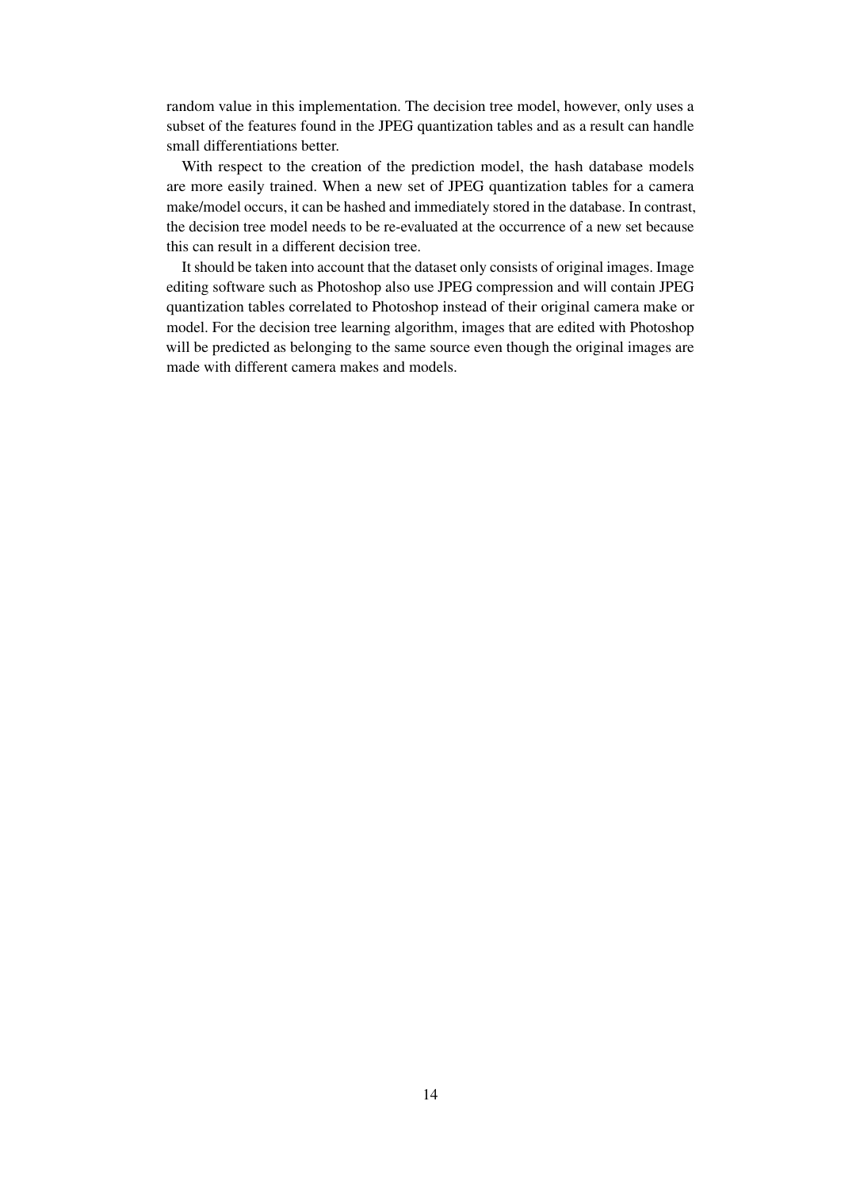random value in this implementation. The decision tree model, however, only uses a subset of the features found in the JPEG quantization tables and as a result can handle small differentiations better.

With respect to the creation of the prediction model, the hash database models are more easily trained. When a new set of JPEG quantization tables for a camera make/model occurs, it can be hashed and immediately stored in the database. In contrast, the decision tree model needs to be re-evaluated at the occurrence of a new set because this can result in a different decision tree.

It should be taken into account that the dataset only consists of original images. Image editing software such as Photoshop also use JPEG compression and will contain JPEG quantization tables correlated to Photoshop instead of their original camera make or model. For the decision tree learning algorithm, images that are edited with Photoshop will be predicted as belonging to the same source even though the original images are made with different camera makes and models.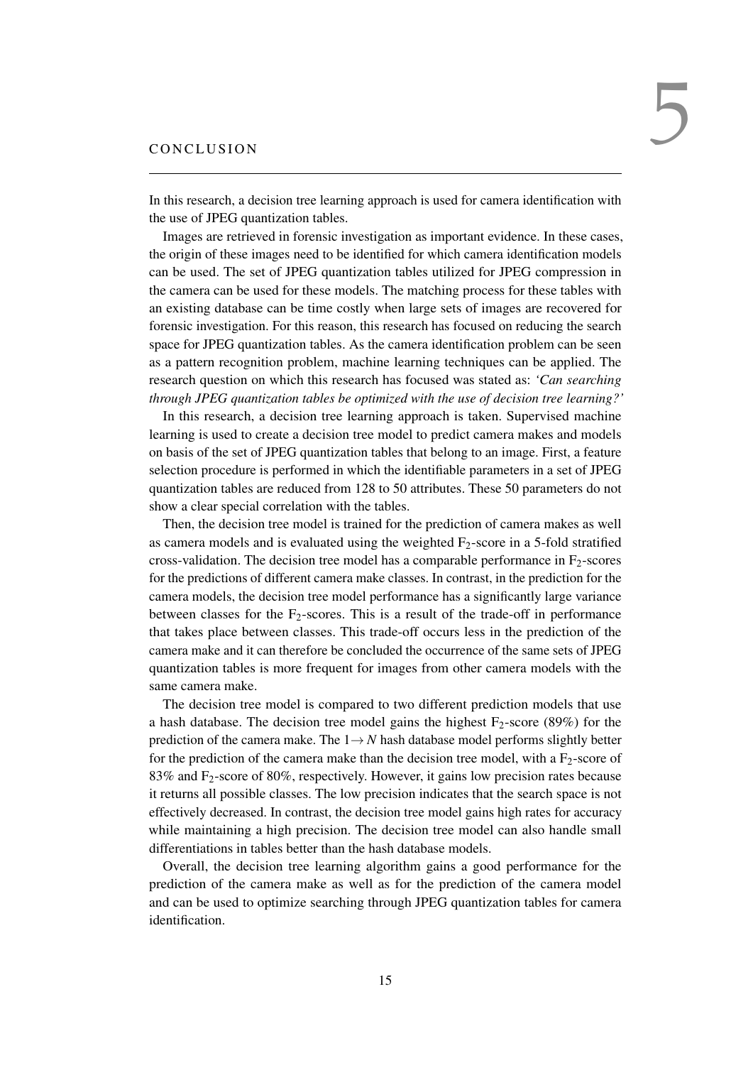# 5 CONCLUSION

In this research, a decision tree learning approach is used for camera identification with the use of JPEG quantization tables.

Images are retrieved in forensic investigation as important evidence. In these cases, the origin of these images need to be identified for which camera identification models can be used. The set of JPEG quantization tables utilized for JPEG compression in the camera can be used for these models. The matching process for these tables with an existing database can be time costly when large sets of images are recovered for forensic investigation. For this reason, this research has focused on reducing the search space for JPEG quantization tables. As the camera identification problem can be seen as a pattern recognition problem, machine learning techniques can be applied. The research question on which this research has focused was stated as: *'Can searching through JPEG quantization tables be optimized with the use of decision tree learning?'*

In this research, a decision tree learning approach is taken. Supervised machine learning is used to create a decision tree model to predict camera makes and models on basis of the set of JPEG quantization tables that belong to an image. First, a feature selection procedure is performed in which the identifiable parameters in a set of JPEG quantization tables are reduced from 128 to 50 attributes. These 50 parameters do not show a clear special correlation with the tables.

Then, the decision tree model is trained for the prediction of camera makes as well as camera models and is evaluated using the weighted $F_2$-score in a 5-fold stratified cross-validation. The decision tree model has a comparable performance in $F_2$-scores for the predictions of different camera make classes. In contrast, in the prediction for the camera models, the decision tree model performance has a significantly large variance between classes for the $F_2$-scores. This is a result of the trade-off in performance that takes place between classes. This trade-off occurs less in the prediction of the camera make and it can therefore be concluded the occurrence of the same sets of JPEG quantization tables is more frequent for images from other camera models with the same camera make.

The decision tree model is compared to two different prediction models that use a hash database. The decision tree model gains the highest $F_2$-score (89%) for the prediction of the camera make. The $1 \rightarrow N$ hash database model performs slightly better for the prediction of the camera make than the decision tree model, with a $F_2$-score of 83% and $F_2$-score of 80%, respectively. However, it gains low precision rates because it returns all possible classes. The low precision indicates that the search space is not effectively decreased. In contrast, the decision tree model gains high rates for accuracy while maintaining a high precision. The decision tree model can also handle small differentiations in tables better than the hash database models.

Overall, the decision tree learning algorithm gains a good performance for the prediction of the camera make as well as for the prediction of the camera model and can be used to optimize searching through JPEG quantization tables for camera identification.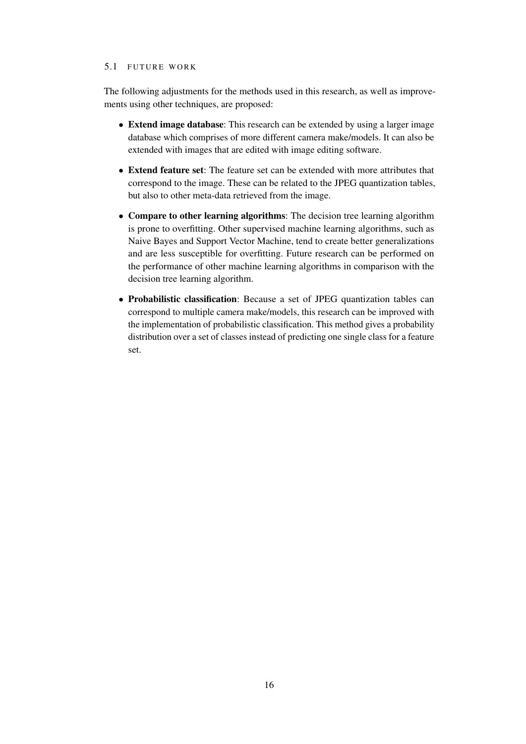## 5.1 FUTURE WORK

The following adjustments for the methods used in this research, as well as improvements using other techniques, are proposed:

- **Extend image database**: This research can be extended by using a larger image database which comprises of more different camera make/models. It can also be extended with images that are edited with image editing software.
- **Extend feature set**: The feature set can be extended with more attributes that correspond to the image. These can be related to the JPEG quantization tables, but also to other meta-data retrieved from the image.
- **Compare to other learning algorithms**: The decision tree learning algorithm is prone to overfitting. Other supervised machine learning algorithms, such as Naive Bayes and Support Vector Machine, tend to create better generalizations and are less susceptible for overfitting. Future research can be performed on the performance of other machine learning algorithms in comparison with the decision tree learning algorithm.
- **Probabilistic classification**: Because a set of JPEG quantization tables can correspond to multiple camera make/models, this research can be improved with the implementation of probabilistic classification. This method gives a probability distribution over a set of classes instead of predicting one single class for a feature set.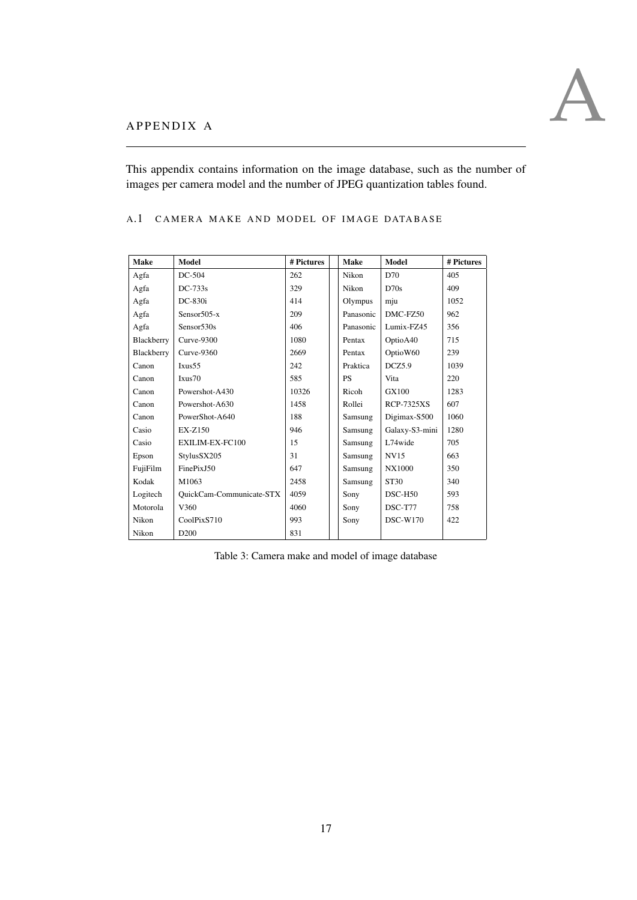# APPENDIX A

This appendix contains information on the image database, such as the number of images per camera model and the number of JPEG quantization tables found.

## A.1 CAMERA MAKE AND MODEL OF IMAGE DATABASE

| Make | Model | # Pictures | Make | Model | # Pictures |
|---|---|---|---|---|---|
| Agfa | DC-504 | 262 | Nikon | D70 | 405 |
| Agfa | DC-733s | 329 | Nikon | D70s | 409 |
| Agfa | DC-830i | 414 | Olympus | mju | 1052 |
| Agfa | Sensor505-x | 209 | Panasonic | DMC-FZ50 | 962 |
| Agfa | Sensor530s | 406 | Panasonic | Lumix-FZ45 | 356 |
| Blackberry | Curve-9300 | 1080 | Pentax | OptioA40 | 715 |
| Blackberry | Curve-9360 | 2669 | Pentax | OptioW60 | 239 |
| Canon | Ixus55 | 242 | Praktica | DCZ5.9 | 1039 |
| Canon | Ixus70 | 585 | PS | Vita | 220 |
| Canon | Powershot-A430 | 10326 | Ricoh | GX100 | 1283 |
| Canon | Powershot-A630 | 1458 | Rollei | RCP-7325XS | 607 |
| Canon | PowerShot-A640 | 188 | Samsung | Digimax-S500 | 1060 |
| Casio | EX-Z150 | 946 | Samsung | Galaxy-S3-mini | 1280 |
| Casio | EXILIM-EX-FC100 | 15 | Samsung | L74wide | 705 |
| Epson | StylusSX205 | 31 | Samsung | NV15 | 663 |
| FujiFilm | FinePixJ50 | 647 | Samsung | NX1000 | 350 |
| Kodak | M1063 | 2458 | Samsung | ST30 | 340 |
| Logitech | QuickCam-Communicate-STX | 4059 | Sony | DSC-H50 | 593 |
| Motorola | V360 | 4060 | Sony | DSC-T77 | 758 |
| Nikon | CoolPixS710 | 993 | Sony | DSC-W170 | 422 |
| Nikon | D200 | 831 | | | |

Table 3: Camera make and model of image database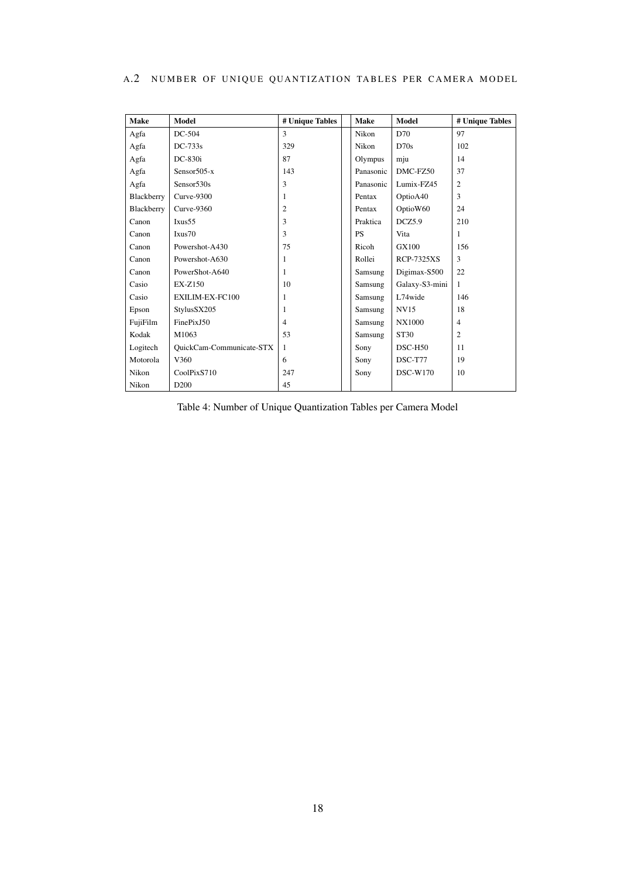## A.2 NUMBER OF UNIQUE QUANTIZATION TABLES PER CAMERA MODEL

| Make | Model | # Unique Tables | Make | Model | # Unique Tables |
|---|---|---|---|---|---|
| Agfa | DC-504 | 3 | Nikon | D70 | 97 |
| Agfa | DC-733s | 329 | Nikon | D70s | 102 |
| Agfa | DC-830i | 87 | Olympus | mju | 14 |
| Agfa | Sensor505-x | 143 | Panasonic | DMC-FZ50 | 37 |
| Agfa | Sensor530s | 3 | Panasonic | Lumix-FZ45 | 2 |
| Blackberry | Curve-9300 | 1 | Pentax | OptioA40 | 3 |
| Blackberry | Curve-9360 | 2 | Pentax | OptioW60 | 24 |
| Canon | Ixus55 | 3 | Praktica | DCZ5.9 | 210 |
| Canon | Ixus70 | 3 | PS | Vita | 1 |
| Canon | Powershot-A430 | 75 | Ricoh | GX100 | 156 |
| Canon | Powershot-A630 | 1 | Rollei | RCP-7325XS | 3 |
| Canon | PowerShot-A640 | 1 | Samsung | Digimax-S500 | 22 |
| Casio | EX-Z150 | 10 | Samsung | Galaxy-S3-mini | 1 |
| Casio | EXILIM-EX-FC100 | 1 | Samsung | L74wide | 146 |
| Epson | StylusSX205 | 1 | Samsung | NV15 | 18 |
| FujiFilm | FinePixJ50 | 4 | Samsung | NX1000 | 4 |
| Kodak | M1063 | 53 | Samsung | ST30 | 2 |
| Logitech | QuickCam-Communicate-STX | 1 | Sony | DSC-H50 | 11 |
| Motorola | V360 | 6 | Sony | DSC-T77 | 19 |
| Nikon | CoolPixS710 | 247 | Sony | DSC-W170 | 10 |
| Nikon | D200 | 45 | | | |

Table 4: Number of Unique Quantization Tables per Camera Model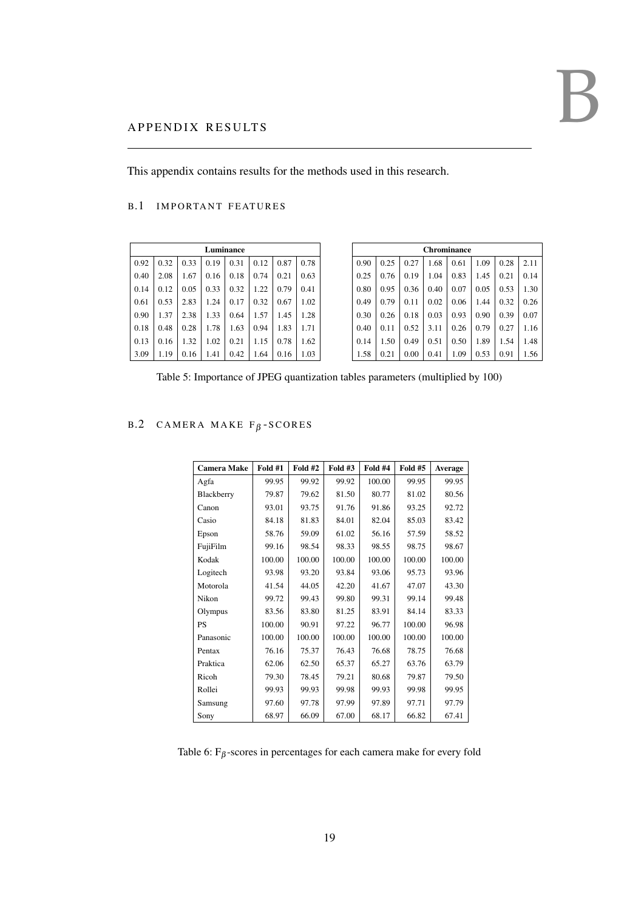# B APPENDIX RESULTS

This appendix contains results for the methods used in this research.

## B.1 IMPORTANT FEATURES

| Luminance | | | | | | | |
|---|---|---|---|---|---|---|---|
| 0.92 | 0.32 | 0.33 | 0.19 | 0.31 | 0.12 | 0.87 | 0.78 |
| 0.40 | 2.08 | 1.67 | 0.16 | 0.18 | 0.74 | 0.21 | 0.63 |
| 0.14 | 0.12 | 0.05 | 0.33 | 0.32 | 1.22 | 0.79 | 0.41 |
| 0.61 | 0.53 | 2.83 | 1.24 | 0.17 | 0.32 | 0.67 | 1.02 |
| 0.90 | 1.37 | 2.38 | 1.33 | 0.64 | 1.57 | 1.45 | 1.28 |
| 0.18 | 0.48 | 0.28 | 1.78 | 1.63 | 0.94 | 1.83 | 1.71 |
| 0.13 | 0.16 | 1.32 | 1.02 | 0.21 | 1.15 | 0.78 | 1.62 |
| 3.09 | 1.19 | 0.16 | 1.41 | 0.42 | 1.64 | 0.16 | 1.03 |

| Chrominance | | | | | | | |
|---|---|---|---|---|---|---|---|
| 0.90 | 0.25 | 0.27 | 1.68 | 0.61 | 1.09 | 0.28 | 2.11 |
| 0.25 | 0.76 | 0.19 | 1.04 | 0.83 | 1.45 | 0.21 | 0.14 |
| 0.80 | 0.95 | 0.36 | 0.40 | 0.07 | 0.05 | 0.53 | 1.30 |
| 0.49 | 0.79 | 0.11 | 0.02 | 0.06 | 1.44 | 0.32 | 0.26 |
| 0.30 | 0.26 | 0.18 | 0.03 | 0.93 | 0.90 | 0.39 | 0.07 |
| 0.40 | 0.11 | 0.52 | 3.11 | 0.26 | 0.79 | 0.27 | 1.16 |
| 0.14 | 1.50 | 0.49 | 0.51 | 0.50 | 1.89 | 1.54 | 1.48 |
| 1.58 | 0.21 | 0.00 | 0.41 | 1.09 | 0.53 | 0.91 | 1.56 |

Table 5: Importance of JPEG quantization tables parameters (multiplied by 100)

## B.2 CAMERA MAKE $F_\beta$-SCORES

| Camera Make | Fold #1 | Fold #2 | Fold #3 | Fold #4 | Fold #5 | Average |
|---|---|---|---|---|---|---|
| Agfa | 99.95 | 99.92 | 99.92 | 100.00 | 99.95 | 99.95 |
| Blackberry | 79.87 | 79.62 | 81.50 | 80.77 | 81.02 | 80.56 |
| Canon | 93.01 | 93.75 | 91.76 | 91.86 | 93.25 | 92.72 |
| Casio | 84.18 | 81.83 | 84.01 | 82.04 | 85.03 | 83.42 |
| Epson | 58.76 | 59.09 | 61.02 | 56.16 | 57.59 | 58.52 |
| FujiFilm | 99.16 | 98.54 | 98.33 | 98.55 | 98.75 | 98.67 |
| Kodak | 100.00 | 100.00 | 100.00 | 100.00 | 100.00 | 100.00 |
| Logitech | 93.98 | 93.20 | 93.84 | 93.06 | 95.73 | 93.96 |
| Motorola | 41.54 | 44.05 | 42.20 | 41.67 | 47.07 | 43.30 |
| Nikon | 99.72 | 99.43 | 99.80 | 99.31 | 99.14 | 99.48 |
| Olympus | 83.56 | 83.80 | 81.25 | 83.91 | 84.14 | 83.33 |
| PS | 100.00 | 90.91 | 97.22 | 96.77 | 100.00 | 96.98 |
| Panasonic | 100.00 | 100.00 | 100.00 | 100.00 | 100.00 | 100.00 |
| Pentax | 76.16 | 75.37 | 76.43 | 76.68 | 78.75 | 76.68 |
| Praktica | 62.06 | 62.50 | 65.37 | 65.27 | 63.76 | 63.79 |
| Ricoh | 79.30 | 78.45 | 79.21 | 80.68 | 79.87 | 79.50 |
| Rollei | 99.93 | 99.93 | 99.98 | 99.93 | 99.98 | 99.95 |
| Samsung | 97.60 | 97.78 | 97.99 | 97.89 | 97.71 | 97.79 |
| Sony | 68.97 | 66.09 | 67.00 | 68.17 | 66.82 | 67.41 |

Table 6: $F_\beta$-scores in percentages for each camera make for every fold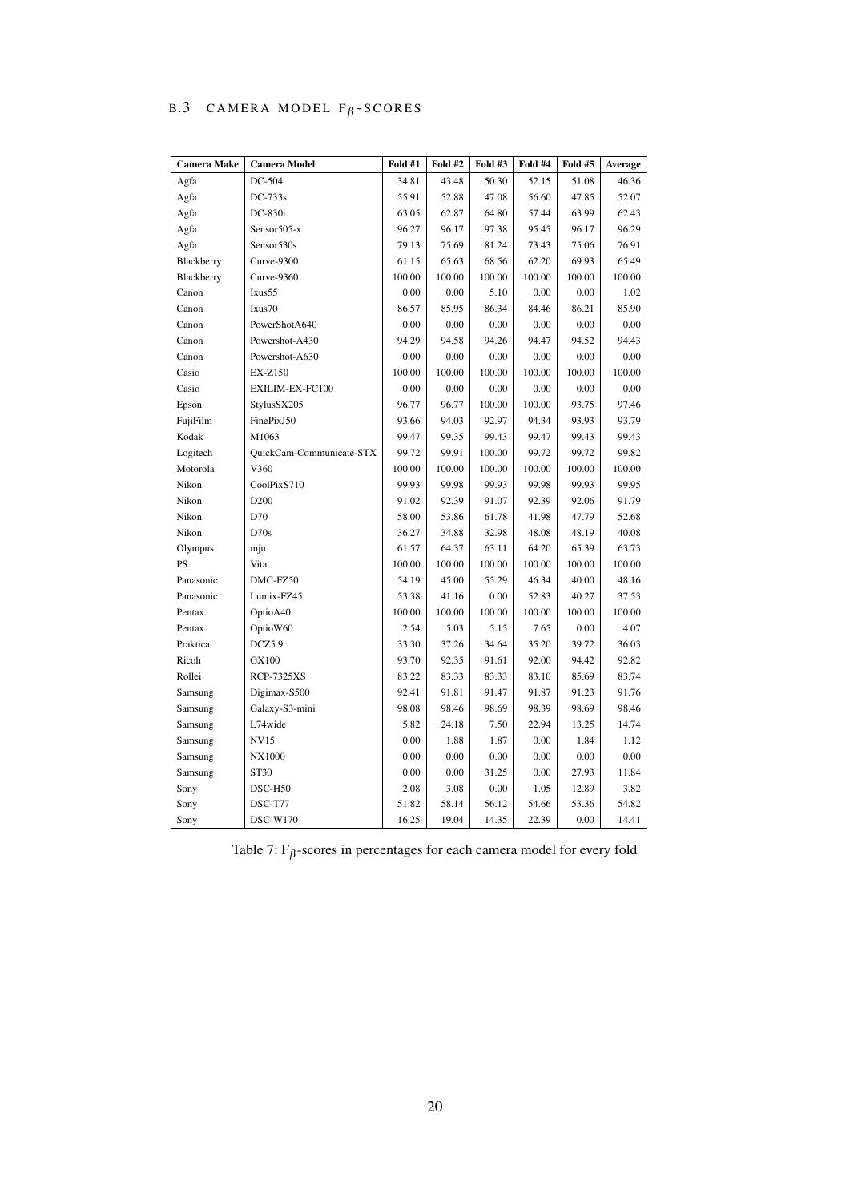## B.3 CAMERA MODEL $F_\beta$-SCORES

| Camera Make | Camera Model | Fold #1 | Fold #2 | Fold #3 | Fold #4 | Fold #5 | Average |
|---|---|---|---|---|---|---|---|
| Agfa | DC-504 | 34.81 | 43.48 | 50.30 | 52.15 | 51.08 | 46.36 |
| Agfa | DC-733s | 55.91 | 52.88 | 47.08 | 56.60 | 47.85 | 52.07 |
| Agfa | DC-830i | 63.05 | 62.87 | 64.80 | 57.44 | 63.99 | 62.43 |
| Agfa | Sensor505-x | 96.27 | 96.17 | 97.38 | 95.45 | 96.17 | 96.29 |
| Agfa | Sensor530s | 79.13 | 75.69 | 81.24 | 73.43 | 75.06 | 76.91 |
| Blackberry | Curve-9300 | 61.15 | 65.63 | 68.56 | 62.20 | 69.93 | 65.49 |
| Blackberry | Curve-9360 | 100.00 | 100.00 | 100.00 | 100.00 | 100.00 | 100.00 |
| Canon | Ixus55 | 0.00 | 0.00 | 5.10 | 0.00 | 0.00 | 1.02 |
| Canon | Ixus70 | 86.57 | 85.95 | 86.34 | 84.46 | 86.21 | 85.90 |
| Canon | PowerShotA640 | 0.00 | 0.00 | 0.00 | 0.00 | 0.00 | 0.00 |
| Canon | Powershot-A430 | 94.29 | 94.58 | 94.26 | 94.47 | 94.52 | 94.43 |
| Canon | Powershot-A630 | 0.00 | 0.00 | 0.00 | 0.00 | 0.00 | 0.00 |
| Casio | EX-Z150 | 100.00 | 100.00 | 100.00 | 100.00 | 100.00 | 100.00 |
| Casio | EXILIM-EX-FC100 | 0.00 | 0.00 | 0.00 | 0.00 | 0.00 | 0.00 |
| Epson | StylusSX205 | 96.77 | 96.77 | 100.00 | 100.00 | 93.75 | 97.46 |
| FujiFilm | FinePixJ50 | 93.66 | 94.03 | 92.97 | 94.34 | 93.93 | 93.79 |
| Kodak | M1063 | 99.47 | 99.35 | 99.43 | 99.47 | 99.43 | 99.43 |
| Logitech | QuickCam-Communicate-STX | 99.72 | 99.91 | 100.00 | 99.72 | 99.72 | 99.82 |
| Motorola | V360 | 100.00 | 100.00 | 100.00 | 100.00 | 100.00 | 100.00 |
| Nikon | CoolPixS710 | 99.93 | 99.98 | 99.93 | 99.98 | 99.93 | 99.95 |
| Nikon | D200 | 91.02 | 92.39 | 91.07 | 92.39 | 92.06 | 91.79 |
| Nikon | D70 | 58.00 | 53.86 | 61.78 | 41.98 | 47.79 | 52.68 |
| Nikon | D70s | 36.27 | 34.88 | 32.98 | 48.08 | 48.19 | 40.08 |
| Olympus | mju | 61.57 | 64.37 | 63.11 | 64.20 | 65.39 | 63.73 |
| PS | Vita | 100.00 | 100.00 | 100.00 | 100.00 | 100.00 | 100.00 |
| Panasonic | DMC-FZ50 | 54.19 | 45.00 | 55.29 | 46.34 | 40.00 | 48.16 |
| Panasonic | Lumix-FZ45 | 53.38 | 41.16 | 0.00 | 52.83 | 40.27 | 37.53 |
| Pentax | OptioA40 | 100.00 | 100.00 | 100.00 | 100.00 | 100.00 | 100.00 |
| Pentax | OptioW60 | 2.54 | 5.03 | 5.15 | 7.65 | 0.00 | 4.07 |
| Praktica | DCZ5.9 | 33.30 | 37.26 | 34.64 | 35.20 | 39.72 | 36.03 |
| Ricoh | GX100 | 93.70 | 92.35 | 91.61 | 92.00 | 94.42 | 92.82 |
| Rollei | RCP-7325XS | 83.22 | 83.33 | 83.33 | 83.10 | 85.69 | 83.74 |
| Samsung | Digimax-S500 | 92.41 | 91.81 | 91.47 | 91.87 | 91.23 | 91.76 |
| Samsung | Galaxy-S3-mini | 98.08 | 98.46 | 98.69 | 98.39 | 98.69 | 98.46 |
| Samsung | L74wide | 5.82 | 24.18 | 7.50 | 22.94 | 13.25 | 14.74 |
| Samsung | NV15 | 0.00 | 1.88 | 1.87 | 0.00 | 1.84 | 1.12 |
| Samsung | NX1000 | 0.00 | 0.00 | 0.00 | 0.00 | 0.00 | 0.00 |
| Samsung | ST30 | 0.00 | 0.00 | 31.25 | 0.00 | 27.93 | 11.84 |
| Sony | DSC-H50 | 2.08 | 3.08 | 0.00 | 1.05 | 12.89 | 3.82 |
| Sony | DSC-T77 | 51.82 | 58.14 | 56.12 | 54.66 | 53.36 | 54.82 |
| Sony | DSC-W170 | 16.25 | 19.04 | 14.35 | 22.39 | 0.00 | 14.41 |

Table 7: $F_\beta$-scores in percentages for each camera model for every fold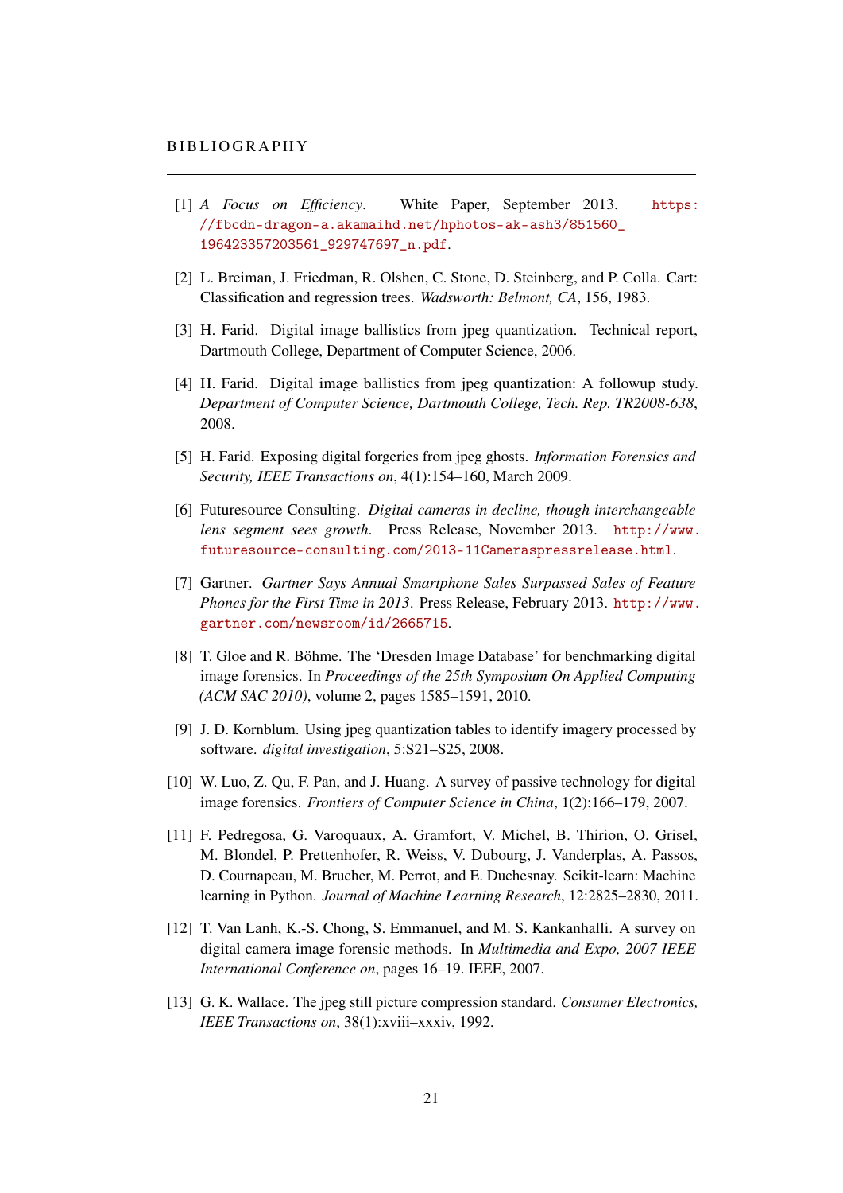# BIBLIOGRAPHY

[1] *A Focus on Efficiency*. White Paper, September 2013. https://fbcdn-dragon-a.akamaihd.net/hphotos-ak-ash3/851560_196423357203561_929747697_n.pdf.

[2] L. Breiman, J. Friedman, R. Olshen, C. Stone, D. Steinberg, and P. Colla. Cart: Classification and regression trees. *Wadsworth: Belmont, CA*, 156, 1983.

[3] H. Farid. Digital image ballistics from jpeg quantization. Technical report, Dartmouth College, Department of Computer Science, 2006.

[4] H. Farid. Digital image ballistics from jpeg quantization: A followup study. *Department of Computer Science, Dartmouth College, Tech. Rep. TR2008-638*, 2008.

[5] H. Farid. Exposing digital forgeries from jpeg ghosts. *Information Forensics and Security, IEEE Transactions on*, 4(1):154–160, March 2009.

[6] Futuresource Consulting. *Digital cameras in decline, though interchangeable lens segment sees growth*. Press Release, November 2013. http://www.futuresource-consulting.com/2013-11Cameraspressrelease.html.

[7] Gartner. *Gartner Says Annual Smartphone Sales Surpassed Sales of Feature Phones for the First Time in 2013*. Press Release, February 2013. http://www.gartner.com/newsroom/id/2665715.

[8] T. Gloe and R. Böhme. The 'Dresden Image Database' for benchmarking digital image forensics. In *Proceedings of the 25th Symposium On Applied Computing (ACM SAC 2010)*, volume 2, pages 1585–1591, 2010.

[9] J. D. Kornblum. Using jpeg quantization tables to identify imagery processed by software. *digital investigation*, 5:S21–S25, 2008.

[10] W. Luo, Z. Qu, F. Pan, and J. Huang. A survey of passive technology for digital image forensics. *Frontiers of Computer Science in China*, 1(2):166–179, 2007.

[11] F. Pedregosa, G. Varoquaux, A. Gramfort, V. Michel, B. Thirion, O. Grisel, M. Blondel, P. Prettenhofer, R. Weiss, V. Dubourg, J. Vanderplas, A. Passos, D. Cournapeau, M. Brucher, M. Perrot, and E. Duchesnay. Scikit-learn: Machine learning in Python. *Journal of Machine Learning Research*, 12:2825–2830, 2011.

[12] T. Van Lanh, K.-S. Chong, S. Emmanuel, and M. S. Kankanhalli. A survey on digital camera image forensic methods. In *Multimedia and Expo, 2007 IEEE International Conference on*, pages 16–19. IEEE, 2007.

[13] G. K. Wallace. The jpeg still picture compression standard. *Consumer Electronics, IEEE Transactions on*, 38(1):xviii–xxxiv, 1992.